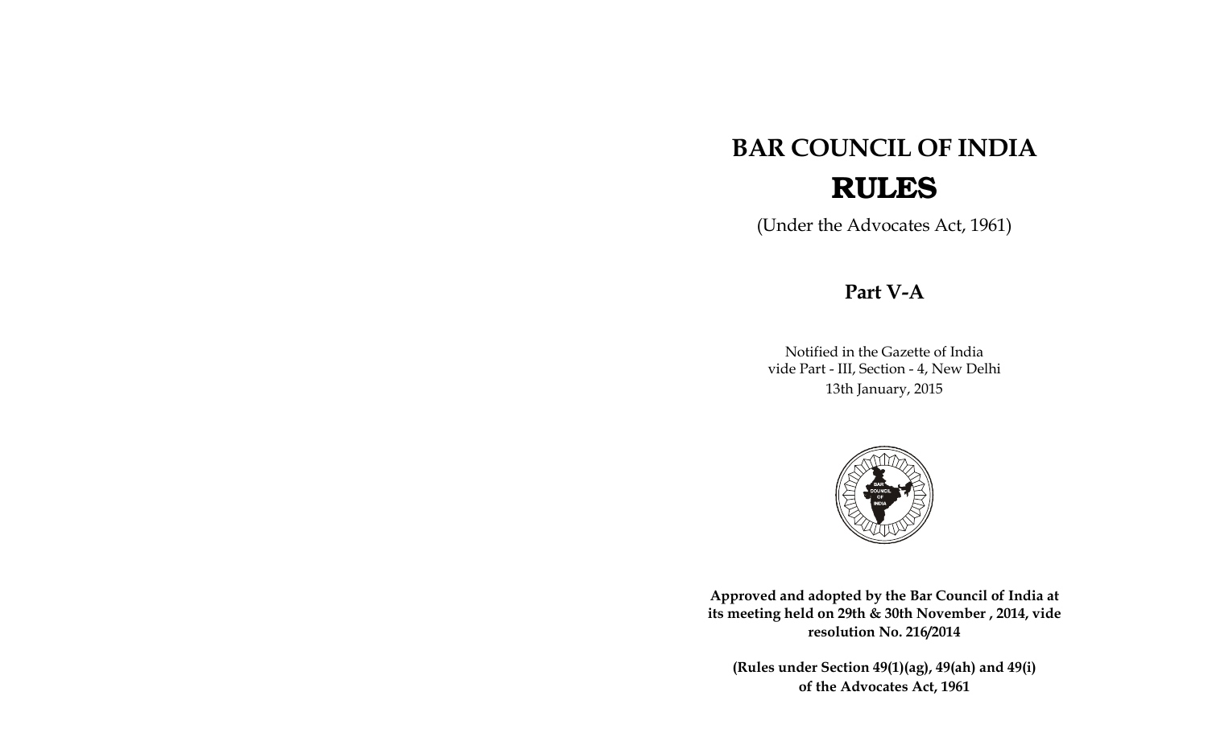# BAR COUNCIL OF INDIA

# RULES

(Under the Advocates Act, 1961)

## Part V-A

Notified in the Gazette of India
vide Part - III, Section - 4, New Delhi
13th January, 2015

**Approved and adopted by the Bar Council of India at its meeting held on 29th & 30th November , 2014, vide resolution No. 216/2014**

**(Rules under Section 49(1)(ag), 49(ah) and 49(i) of the Advocates Act, 1961**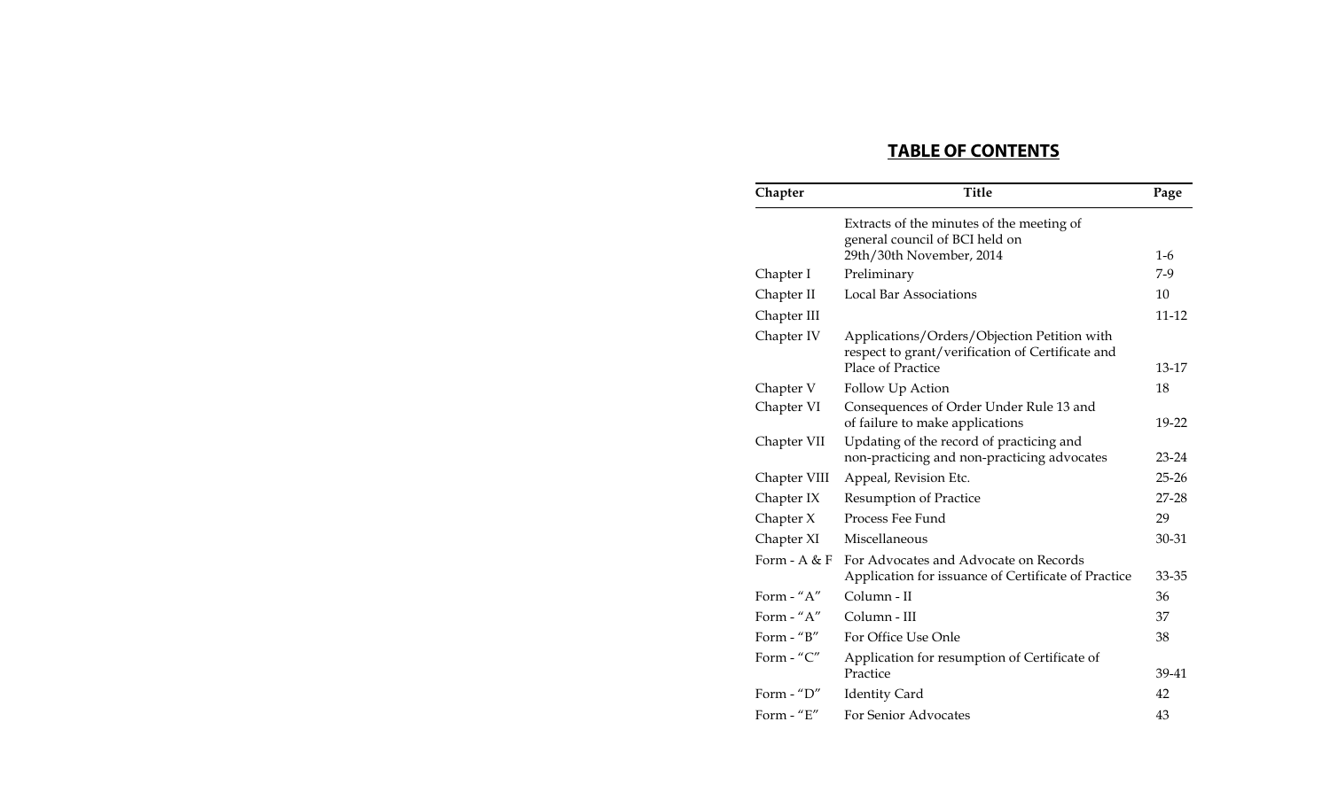## TABLE OF CONTENTS

| Chapter | Title | Page |
|---|---|---|
| | Extracts of the minutes of the meeting of general council of BCI held on 29th/30th November, 2014 | 1-6 |
| Chapter I | Preliminary | 7-9 |
| Chapter II | Local Bar Associations | 10 |
| Chapter III | | 11-12 |
| Chapter IV | Applications/Orders/Objection Petition with respect to grant/verification of Certificate and Place of Practice | 13-17 |
| Chapter V | Follow Up Action | 18 |
| Chapter VI | Consequences of Order Under Rule 13 and of failure to make applications | 19-22 |
| Chapter VII | Updating of the record of practicing and non-practicing and non-practicing advocates | 23-24 |
| Chapter VIII | Appeal, Revision Etc. | 25-26 |
| Chapter IX | Resumption of Practice | 27-28 |
| Chapter X | Process Fee Fund | 29 |
| Chapter XI | Miscellaneous | 30-31 |
| Form - A & F | For Advocates and Advocate on Records Application for issuance of Certificate of Practice | 33-35 |
| Form - "A" | Column - II | 36 |
| Form - "A" | Column - III | 37 |
| Form - "B" | For Office Use Onle | 38 |
| Form - "C" | Application for resumption of Certificate of Practice | 39-41 |
| Form - "D" | Identity Card | 42 |
| Form - "E" | For Senior Advocates | 43 |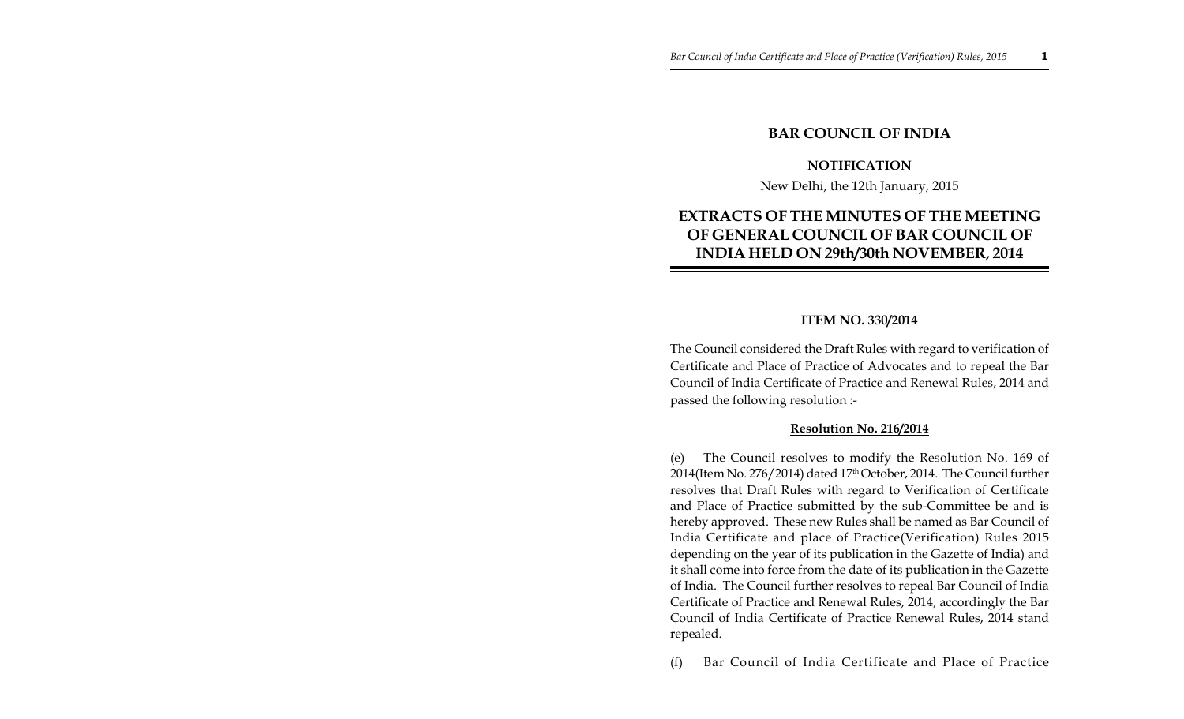# BAR COUNCIL OF INDIA

**NOTIFICATION**

New Delhi, the 12th January, 2015

## EXTRACTS OF THE MINUTES OF THE MEETING OF GENERAL COUNCIL OF BAR COUNCIL OF INDIA HELD ON 29th/30th NOVEMBER, 2014

**ITEM NO. 330/2014**

The Council considered the Draft Rules with regard to verification of Certificate and Place of Practice of Advocates and to repeal the Bar Council of India Certificate of Practice and Renewal Rules, 2014 and passed the following resolution :-

**Resolution No. 216/2014**

(e) The Council resolves to modify the Resolution No. 169 of 2014(Item No. 276/2014) dated 17th October, 2014. The Council further resolves that Draft Rules with regard to Verification of Certificate and Place of Practice submitted by the sub-Committee be and is hereby approved. These new Rules shall be named as Bar Council of India Certificate and place of Practice(Verification) Rules 2015 depending on the year of its publication in the Gazette of India) and it shall come into force from the date of its publication in the Gazette of India. The Council further resolves to repeal Bar Council of India Certificate of Practice and Renewal Rules, 2014, accordingly the Bar Council of India Certificate of Practice Renewal Rules, 2014 stand repealed.

(f) Bar Council of India Certificate and Place of Practice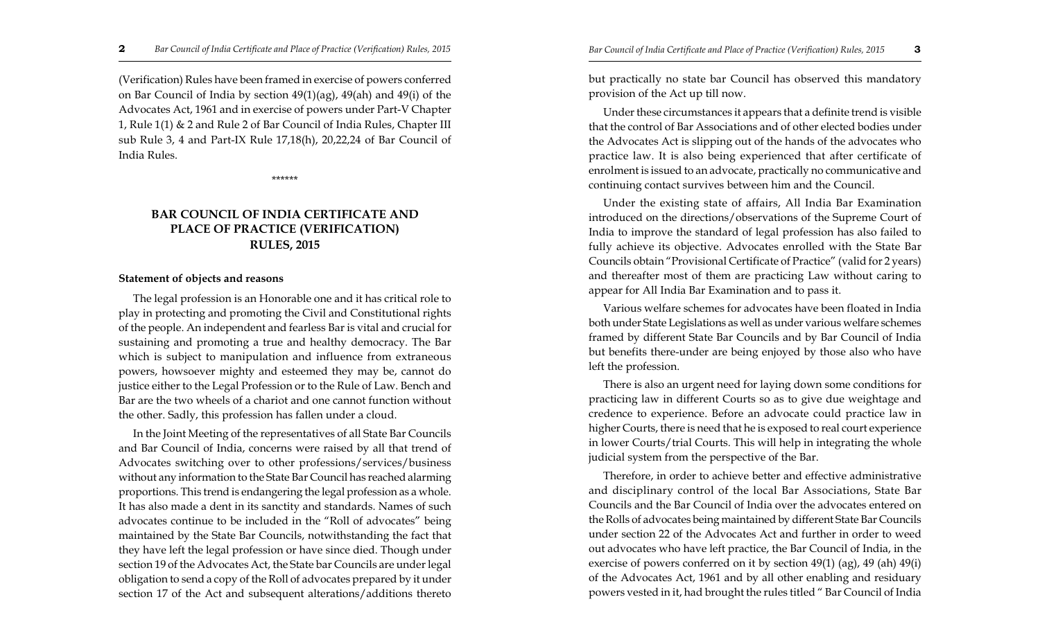(Verification) Rules have been framed in exercise of powers conferred on Bar Council of India by section 49(1)(ag), 49(ah) and 49(i) of the Advocates Act, 1961 and in exercise of powers under Part-V Chapter 1, Rule 1(1) & 2 and Rule 2 of Bar Council of India Rules, Chapter III sub Rule 3, 4 and Part-IX Rule 17,18(h), 20,22,24 of Bar Council of India Rules.

\*\*\*\*\*\*

## BAR COUNCIL OF INDIA CERTIFICATE AND PLACE OF PRACTICE (VERIFICATION) RULES, 2015

**Statement of objects and reasons**

The legal profession is an Honorable one and it has critical role to play in protecting and promoting the Civil and Constitutional rights of the people. An independent and fearless Bar is vital and crucial for sustaining and promoting a true and healthy democracy. The Bar which is subject to manipulation and influence from extraneous powers, howsoever mighty and esteemed they may be, cannot do justice either to the Legal Profession or to the Rule of Law. Bench and Bar are the two wheels of a chariot and one cannot function without the other. Sadly, this profession has fallen under a cloud.

In the Joint Meeting of the representatives of all State Bar Councils and Bar Council of India, concerns were raised by all that trend of Advocates switching over to other professions/services/business without any information to the State Bar Council has reached alarming proportions. This trend is endangering the legal profession as a whole. It has also made a dent in its sanctity and standards. Names of such advocates continue to be included in the "Roll of advocates" being maintained by the State Bar Councils, notwithstanding the fact that they have left the legal profession or have since died. Though under section 19 of the Advocates Act, the State bar Councils are under legal obligation to send a copy of the Roll of advocates prepared by it under section 17 of the Act and subsequent alterations/additions thereto but practically no state bar Council has observed this mandatory provision of the Act up till now.

Under these circumstances it appears that a definite trend is visible that the control of Bar Associations and of other elected bodies under the Advocates Act is slipping out of the hands of the advocates who practice law. It is also being experienced that after certificate of enrolment is issued to an advocate, practically no communicative and continuing contact survives between him and the Council.

Under the existing state of affairs, All India Bar Examination introduced on the directions/observations of the Supreme Court of India to improve the standard of legal profession has also failed to fully achieve its objective. Advocates enrolled with the State Bar Councils obtain "Provisional Certificate of Practice" (valid for 2 years) and thereafter most of them are practicing Law without caring to appear for All India Bar Examination and to pass it.

Various welfare schemes for advocates have been floated in India both under State Legislations as well as under various welfare schemes framed by different State Bar Councils and by Bar Council of India but benefits there-under are being enjoyed by those also who have left the profession.

There is also an urgent need for laying down some conditions for practicing law in different Courts so as to give due weightage and credence to experience. Before an advocate could practice law in higher Courts, there is need that he is exposed to real court experience in lower Courts/trial Courts. This will help in integrating the whole judicial system from the perspective of the Bar.

Therefore, in order to achieve better and effective administrative and disciplinary control of the local Bar Associations, State Bar Councils and the Bar Council of India over the advocates entered on the Rolls of advocates being maintained by different State Bar Councils under section 22 of the Advocates Act and further in order to weed out advocates who have left practice, the Bar Council of India, in the exercise of powers conferred on it by section 49(1) (ag), 49 (ah) 49(i) of the Advocates Act, 1961 and by all other enabling and residuary powers vested in it, had brought the rules titled " Bar Council of India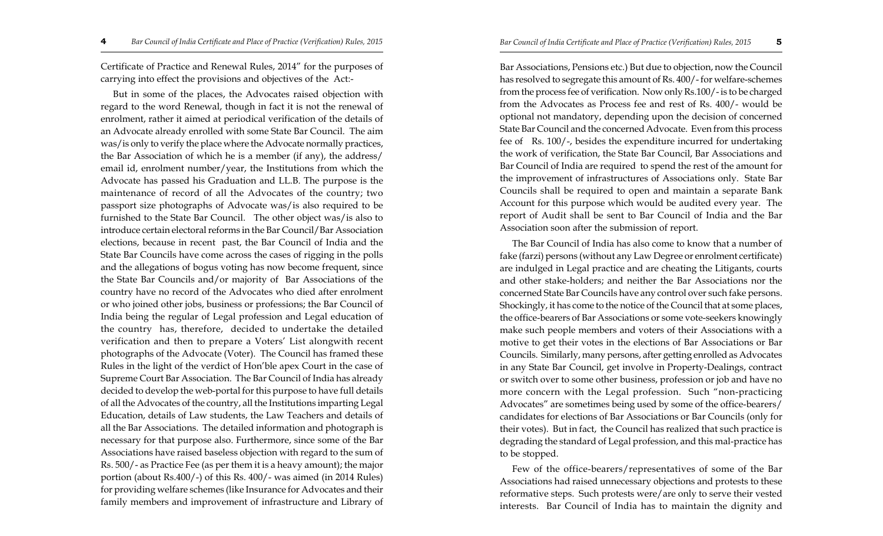Certificate of Practice and Renewal Rules, 2014" for the purposes of carrying into effect the provisions and objectives of the Act:-

But in some of the places, the Advocates raised objection with regard to the word Renewal, though in fact it is not the renewal of enrolment, rather it aimed at periodical verification of the details of an Advocate already enrolled with some State Bar Council. The aim was/is only to verify the place where the Advocate normally practices, the Bar Association of which he is a member (if any), the address/ email id, enrolment number/year, the Institutions from which the Advocate has passed his Graduation and LL.B. The purpose is the maintenance of record of all the Advocates of the country; two passport size photographs of Advocate was/is also required to be furnished to the State Bar Council. The other object was/is also to introduce certain electoral reforms in the Bar Council/Bar Association elections, because in recent past, the Bar Council of India and the State Bar Councils have come across the cases of rigging in the polls and the allegations of bogus voting has now become frequent, since the State Bar Councils and/or majority of Bar Associations of the country have no record of the Advocates who died after enrolment or who joined other jobs, business or professions; the Bar Council of India being the regular of Legal profession and Legal education of the country has, therefore, decided to undertake the detailed verification and then to prepare a Voters' List alongwith recent photographs of the Advocate (Voter). The Council has framed these Rules in the light of the verdict of Hon'ble apex Court in the case of Supreme Court Bar Association. The Bar Council of India has already decided to develop the web-portal for this purpose to have full details of all the Advocates of the country, all the Institutions imparting Legal Education, details of Law students, the Law Teachers and details of all the Bar Associations. The detailed information and photograph is necessary for that purpose also. Furthermore, since some of the Bar Associations have raised baseless objection with regard to the sum of Rs. 500/- as Practice Fee (as per them it is a heavy amount); the major portion (about Rs.400/-) of this Rs. 400/- was aimed (in 2014 Rules) for providing welfare schemes (like Insurance for Advocates and their family members and improvement of infrastructure and Library of Bar Associations, Pensions etc.) But due to objection, now the Council has resolved to segregate this amount of Rs. 400/- for welfare-schemes from the process fee of verification. Now only Rs.100/- is to be charged from the Advocates as Process fee and rest of Rs. 400/- would be optional not mandatory, depending upon the decision of concerned State Bar Council and the concerned Advocate. Even from this process fee of Rs. 100/-, besides the expenditure incurred for undertaking the work of verification, the State Bar Council, Bar Associations and Bar Council of India are required to spend the rest of the amount for the improvement of infrastructures of Associations only. State Bar Councils shall be required to open and maintain a separate Bank Account for this purpose which would be audited every year. The report of Audit shall be sent to Bar Council of India and the Bar Association soon after the submission of report.

The Bar Council of India has also come to know that a number of fake (farzi) persons (without any Law Degree or enrolment certificate) are indulged in Legal practice and are cheating the Litigants, courts and other stake-holders; and neither the Bar Associations nor the concerned State Bar Councils have any control over such fake persons. Shockingly, it has come to the notice of the Council that at some places, the office-bearers of Bar Associations or some vote-seekers knowingly make such people members and voters of their Associations with a motive to get their votes in the elections of Bar Associations or Bar Councils. Similarly, many persons, after getting enrolled as Advocates in any State Bar Council, get involve in Property-Dealings, contract or switch over to some other business, profession or job and have no more concern with the Legal profession. Such "non-practicing Advocates" are sometimes being used by some of the office-bearers/ candidates for elections of Bar Associations or Bar Councils (only for their votes). But in fact, the Council has realized that such practice is degrading the standard of Legal profession, and this mal-practice has to be stopped.

Few of the office-bearers/representatives of some of the Bar Associations had raised unnecessary objections and protests to these reformative steps. Such protests were/are only to serve their vested interests. Bar Council of India has to maintain the dignity and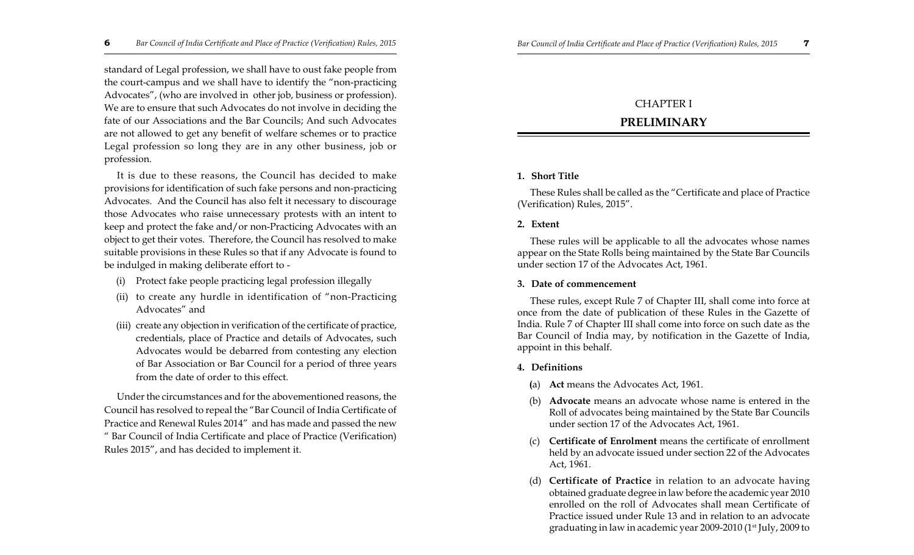standard of Legal profession, we shall have to oust fake people from the court-campus and we shall have to identify the "non-practicing Advocates", (who are involved in other job, business or profession). We are to ensure that such Advocates do not involve in deciding the fate of our Associations and the Bar Councils; And such Advocates are not allowed to get any benefit of welfare schemes or to practice Legal profession so long they are in any other business, job or profession.

It is due to these reasons, the Council has decided to make provisions for identification of such fake persons and non-practicing Advocates. And the Council has also felt it necessary to discourage those Advocates who raise unnecessary protests with an intent to keep and protect the fake and/or non-Practicing Advocates with an object to get their votes. Therefore, the Council has resolved to make suitable provisions in these Rules so that if any Advocate is found to be indulged in making deliberate effort to -

(i) Protect fake people practicing legal profession illegally

(ii) to create any hurdle in identification of "non-Practicing Advocates" and

(iii) create any objection in verification of the certificate of practice, credentials, place of Practice and details of Advocates, such Advocates would be debarred from contesting any election of Bar Association or Bar Council for a period of three years from the date of order to this effect.

Under the circumstances and for the abovementioned reasons, the Council has resolved to repeal the "Bar Council of India Certificate of Practice and Renewal Rules 2014" and has made and passed the new " Bar Council of India Certificate and place of Practice (Verification) Rules 2015", and has decided to implement it.

# CHAPTER I

# PRELIMINARY

**1. Short Title**

These Rules shall be called as the "Certificate and place of Practice (Verification) Rules, 2015".

**2. Extent**

These rules will be applicable to all the advocates whose names appear on the State Rolls being maintained by the State Bar Councils under section 17 of the Advocates Act, 1961.

**3. Date of commencement**

These rules, except Rule 7 of Chapter III, shall come into force at once from the date of publication of these Rules in the Gazette of India. Rule 7 of Chapter III shall come into force on such date as the Bar Council of India may, by notification in the Gazette of India, appoint in this behalf.

**4. Definitions**

(a) **Act** means the Advocates Act, 1961.

(b) **Advocate** means an advocate whose name is entered in the Roll of advocates being maintained by the State Bar Councils under section 17 of the Advocates Act, 1961.

(c) **Certificate of Enrolment** means the certificate of enrollment held by an advocate issued under section 22 of the Advocates Act, 1961.

(d) **Certificate of Practice** in relation to an advocate having obtained graduate degree in law before the academic year 2010 enrolled on the roll of Advocates shall mean Certificate of Practice issued under Rule 13 and in relation to an advocate graduating in law in academic year 2009-2010 (1st July, 2009 to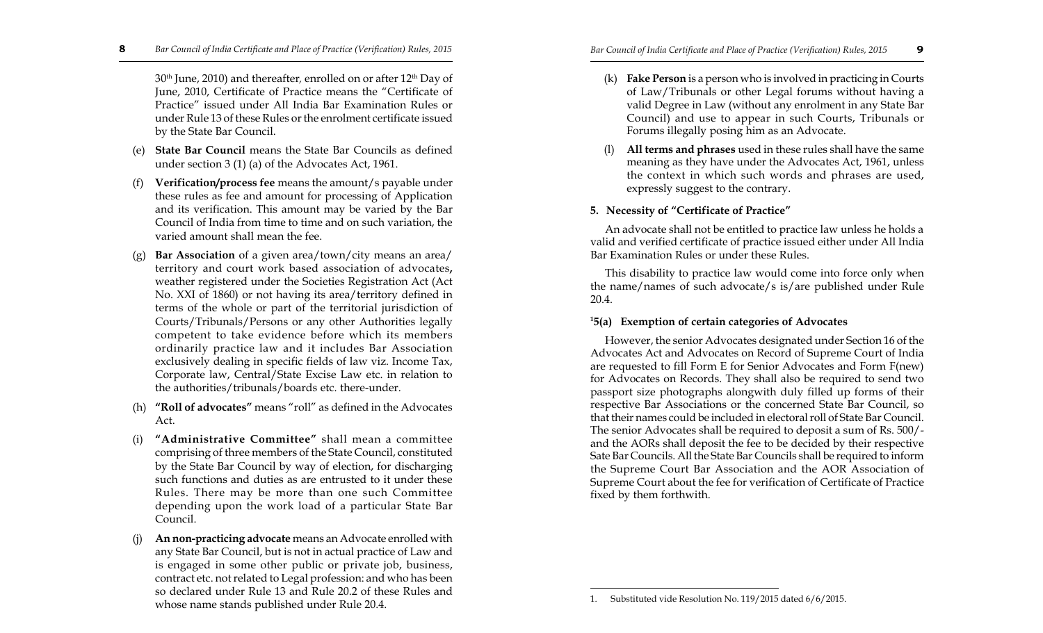30th June, 2010) and thereafter, enrolled on or after 12th Day of June, 2010, Certificate of Practice means the "Certificate of Practice" issued under All India Bar Examination Rules or under Rule 13 of these Rules or the enrolment certificate issued by the State Bar Council.

(e) **State Bar Council** means the State Bar Councils as defined under section 3 (1) (a) of the Advocates Act, 1961.

(f) **Verification/process fee** means the amount/s payable under these rules as fee and amount for processing of Application and its verification. This amount may be varied by the Bar Council of India from time to time and on such variation, the varied amount shall mean the fee.

(g) **Bar Association** of a given area/town/city means an area/ territory and court work based association of advocates**,** weather registered under the Societies Registration Act (Act No. XXI of 1860) or not having its area/territory defined in terms of the whole or part of the territorial jurisdiction of Courts/Tribunals/Persons or any other Authorities legally competent to take evidence before which its members ordinarily practice law and it includes Bar Association exclusively dealing in specific fields of law viz. Income Tax, Corporate law, Central/State Excise Law etc. in relation to the authorities/tribunals/boards etc. there-under.

(h) **"Roll of advocates"** means "roll" as defined in the Advocates Act.

(i) **"Administrative Committee"** shall mean a committee comprising of three members of the State Council, constituted by the State Bar Council by way of election, for discharging such functions and duties as are entrusted to it under these Rules. There may be more than one such Committee depending upon the work load of a particular State Bar Council.

(j) **An non-practicing advocate** means an Advocate enrolled with any State Bar Council, but is not in actual practice of Law and is engaged in some other public or private job, business, contract etc. not related to Legal profession: and who has been so declared under Rule 13 and Rule 20.2 of these Rules and whose name stands published under Rule 20.4.

(k) **Fake Person** is a person who is involved in practicing in Courts of Law/Tribunals or other Legal forums without having a valid Degree in Law (without any enrolment in any State Bar Council) and use to appear in such Courts, Tribunals or Forums illegally posing him as an Advocate.

(l) **All terms and phrases** used in these rules shall have the same meaning as they have under the Advocates Act, 1961, unless the context in which such words and phrases are used, expressly suggest to the contrary.

### 5. Necessity of "Certificate of Practice"

An advocate shall not be entitled to practice law unless he holds a valid and verified certificate of practice issued either under All India Bar Examination Rules or under these Rules.

This disability to practice law would come into force only when the name/names of such advocate/s is/are published under Rule 20.4.

### [1]5(a) Exemption of certain categories of Advocates

However, the senior Advocates designated under Section 16 of the Advocates Act and Advocates on Record of Supreme Court of India are requested to fill Form E for Senior Advocates and Form F(new) for Advocates on Records. They shall also be required to send two passport size photographs alongwith duly filled up forms of their respective Bar Associations or the concerned State Bar Council, so that their names could be included in electoral roll of State Bar Council. The senior Advocates shall be required to deposit a sum of Rs. 500/- and the AORs shall deposit the fee to be decided by their respective Sate Bar Councils. All the State Bar Councils shall be required to inform the Supreme Court Bar Association and the AOR Association of Supreme Court about the fee for verification of Certificate of Practice fixed by them forthwith.

---

1. Substituted vide Resolution No. 119/2015 dated 6/6/2015.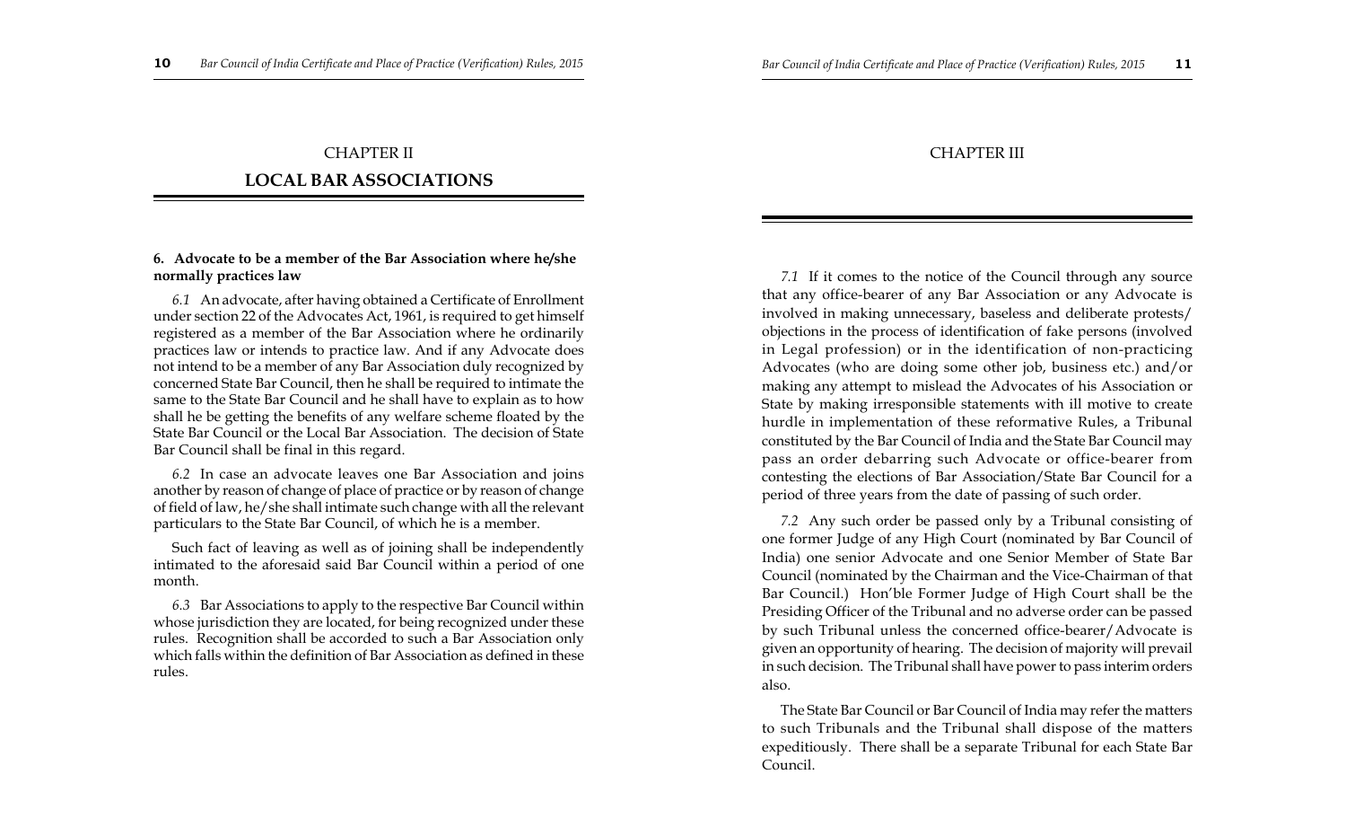# CHAPTER II

## LOCAL BAR ASSOCIATIONS

**6. Advocate to be a member of the Bar Association where he/she normally practices law**

*6.1* An advocate, after having obtained a Certificate of Enrollment under section 22 of the Advocates Act, 1961, is required to get himself registered as a member of the Bar Association where he ordinarily practices law or intends to practice law. And if any Advocate does not intend to be a member of any Bar Association duly recognized by concerned State Bar Council, then he shall be required to intimate the same to the State Bar Council and he shall have to explain as to how shall he be getting the benefits of any welfare scheme floated by the State Bar Council or the Local Bar Association. The decision of State Bar Council shall be final in this regard.

*6.2* In case an advocate leaves one Bar Association and joins another by reason of change of place of practice or by reason of change of field of law, he/she shall intimate such change with all the relevant particulars to the State Bar Council, of which he is a member.

Such fact of leaving as well as of joining shall be independently intimated to the aforesaid said Bar Council within a period of one month.

*6.3* Bar Associations to apply to the respective Bar Council within whose jurisdiction they are located, for being recognized under these rules. Recognition shall be accorded to such a Bar Association only which falls within the definition of Bar Association as defined in these rules.

# CHAPTER III

*7.1* If it comes to the notice of the Council through any source that any office-bearer of any Bar Association or any Advocate is involved in making unnecessary, baseless and deliberate protests/ objections in the process of identification of fake persons (involved in Legal profession) or in the identification of non-practicing Advocates (who are doing some other job, business etc.) and/or making any attempt to mislead the Advocates of his Association or State by making irresponsible statements with ill motive to create hurdle in implementation of these reformative Rules, a Tribunal constituted by the Bar Council of India and the State Bar Council may pass an order debarring such Advocate or office-bearer from contesting the elections of Bar Association/State Bar Council for a period of three years from the date of passing of such order.

*7.2* Any such order be passed only by a Tribunal consisting of one former Judge of any High Court (nominated by Bar Council of India) one senior Advocate and one Senior Member of State Bar Council (nominated by the Chairman and the Vice-Chairman of that Bar Council.) Hon'ble Former Judge of High Court shall be the Presiding Officer of the Tribunal and no adverse order can be passed by such Tribunal unless the concerned office-bearer/Advocate is given an opportunity of hearing. The decision of majority will prevail in such decision. The Tribunal shall have power to pass interim orders also.

The State Bar Council or Bar Council of India may refer the matters to such Tribunals and the Tribunal shall dispose of the matters expeditiously. There shall be a separate Tribunal for each State Bar Council.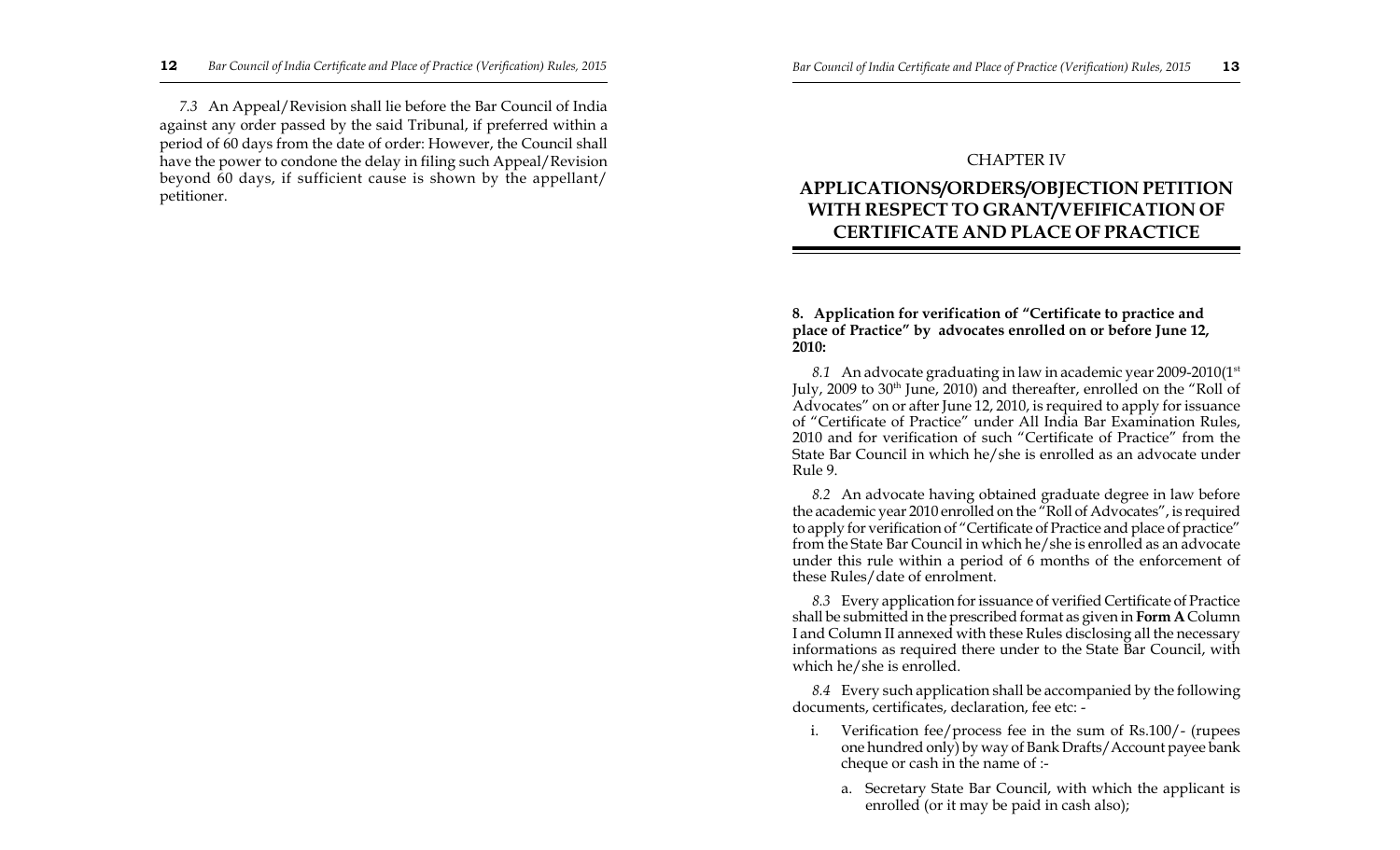*7.3* An Appeal/Revision shall lie before the Bar Council of India against any order passed by the said Tribunal, if preferred within a period of 60 days from the date of order: However, the Council shall have the power to condone the delay in filing such Appeal/Revision beyond 60 days, if sufficient cause is shown by the appellant/ petitioner.

CHAPTER IV

# APPLICATIONS/ORDERS/OBJECTION PETITION WITH RESPECT TO GRANT/VEFIFICATION OF CERTIFICATE AND PLACE OF PRACTICE

**8. Application for verification of "Certificate to practice and place of Practice" by advocates enrolled on or before June 12, 2010:**

*8.1* An advocate graduating in law in academic year 2009-2010(1st July, 2009 to 30th June, 2010) and thereafter, enrolled on the "Roll of Advocates" on or after June 12, 2010, is required to apply for issuance of "Certificate of Practice" under All India Bar Examination Rules, 2010 and for verification of such "Certificate of Practice" from the State Bar Council in which he/she is enrolled as an advocate under Rule 9.

*8.2* An advocate having obtained graduate degree in law before the academic year 2010 enrolled on the "Roll of Advocates", is required to apply for verification of "Certificate of Practice and place of practice" from the State Bar Council in which he/she is enrolled as an advocate under this rule within a period of 6 months of the enforcement of these Rules/date of enrolment.

*8.3* Every application for issuance of verified Certificate of Practice shall be submitted in the prescribed format as given in **Form A** Column I and Column II annexed with these Rules disclosing all the necessary informations as required there under to the State Bar Council, with which he/she is enrolled.

*8.4* Every such application shall be accompanied by the following documents, certificates, declaration, fee etc: -

i. Verification fee/process fee in the sum of Rs.100/- (rupees one hundred only) by way of Bank Drafts/Account payee bank cheque or cash in the name of :-

   a. Secretary State Bar Council, with which the applicant is enrolled (or it may be paid in cash also);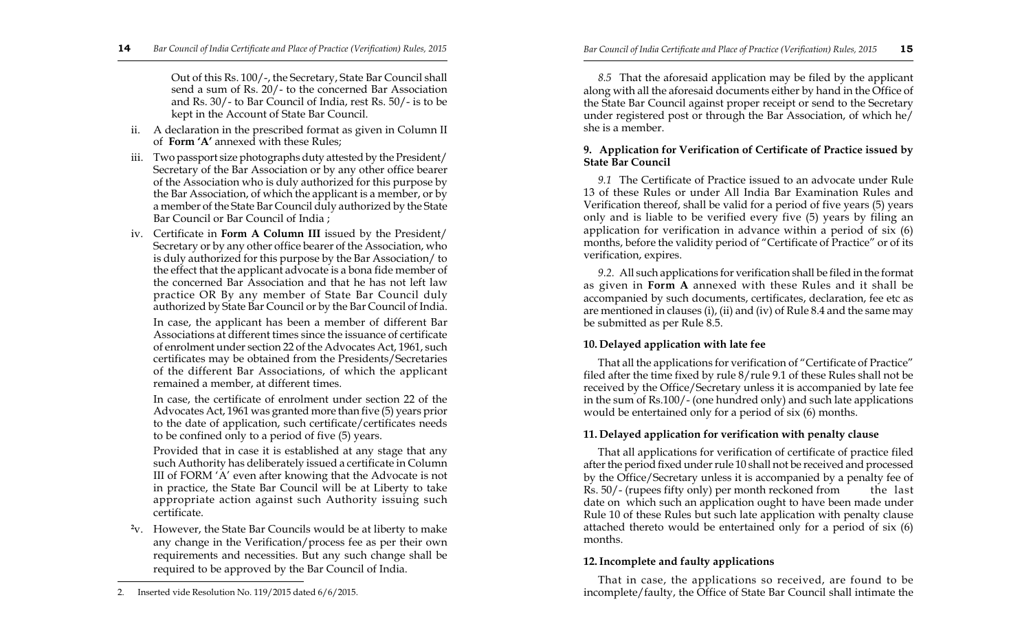Out of this Rs. 100/-, the Secretary, State Bar Council shall send a sum of Rs. 20/- to the concerned Bar Association and Rs. 30/- to Bar Council of India, rest Rs. 50/- is to be kept in the Account of State Bar Council.

ii. A declaration in the prescribed format as given in Column II of **Form 'A'** annexed with these Rules;

iii. Two passport size photographs duty attested by the President/ Secretary of the Bar Association or by any other office bearer of the Association who is duly authorized for this purpose by the Bar Association, of which the applicant is a member, or by a member of the State Bar Council duly authorized by the State Bar Council or Bar Council of India ;

iv. Certificate in **Form A Column III** issued by the President/ Secretary or by any other office bearer of the Association, who is duly authorized for this purpose by the Bar Association/ to the effect that the applicant advocate is a bona fide member of the concerned Bar Association and that he has not left law practice OR By any member of State Bar Council duly authorized by State Bar Council or by the Bar Council of India.

In case, the applicant has been a member of different Bar Associations at different times since the issuance of certificate of enrolment under section 22 of the Advocates Act, 1961, such certificates may be obtained from the Presidents/Secretaries of the different Bar Associations, of which the applicant remained a member, at different times.

In case, the certificate of enrolment under section 22 of the Advocates Act, 1961 was granted more than five (5) years prior to the date of application, such certificate/certificates needs to be confined only to a period of five (5) years.

Provided that in case it is established at any stage that any such Authority has deliberately issued a certificate in Column III of FORM 'A' even after knowing that the Advocate is not in practice, the State Bar Council will be at Liberty to take appropriate action against such Authority issuing such certificate.

[2]v. However, the State Bar Councils would be at liberty to make any change in the Verification/process fee as per their own requirements and necessities. But any such change shall be required to be approved by the Bar Council of India.

2. Inserted vide Resolution No. 119/2015 dated 6/6/2015.

*8.5* That the aforesaid application may be filed by the applicant along with all the aforesaid documents either by hand in the Office of the State Bar Council against proper receipt or send to the Secretary under registered post or through the Bar Association, of which he/ she is a member.

### 9. Application for Verification of Certificate of Practice issued by State Bar Council

*9.1* The Certificate of Practice issued to an advocate under Rule 13 of these Rules or under All India Bar Examination Rules and Verification thereof, shall be valid for a period of five years (5) years only and is liable to be verified every five (5) years by filing an application for verification in advance within a period of six (6) months, before the validity period of "Certificate of Practice" or of its verification, expires.

*9.2.* All such applications for verification shall be filed in the format as given in **Form A** annexed with these Rules and it shall be accompanied by such documents, certificates, declaration, fee etc as are mentioned in clauses (i), (ii) and (iv) of Rule 8.4 and the same may be submitted as per Rule 8.5.

### 10. Delayed application with late fee

That all the applications for verification of "Certificate of Practice" filed after the time fixed by rule 8/rule 9.1 of these Rules shall not be received by the Office/Secretary unless it is accompanied by late fee in the sum of Rs.100/- (one hundred only) and such late applications would be entertained only for a period of six (6) months.

### 11. Delayed application for verification with penalty clause

That all applications for verification of certificate of practice filed after the period fixed under rule 10 shall not be received and processed by the Office/Secretary unless it is accompanied by a penalty fee of Rs. 50/- (rupees fifty only) per month reckoned from the last date on which such an application ought to have been made under Rule 10 of these Rules but such late application with penalty clause attached thereto would be entertained only for a period of six (6) months.

### 12. Incomplete and faulty applications

That in case, the applications so received, are found to be incomplete/faulty, the Office of State Bar Council shall intimate the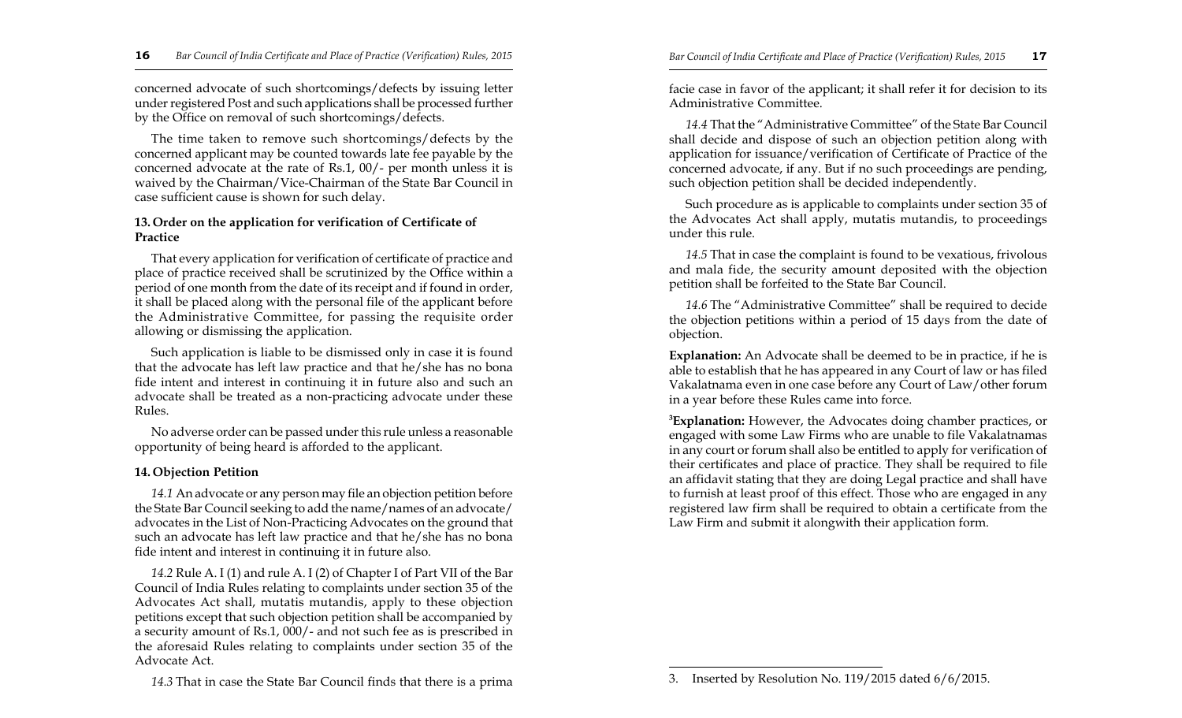concerned advocate of such shortcomings/defects by issuing letter under registered Post and such applications shall be processed further by the Office on removal of such shortcomings/defects.

The time taken to remove such shortcomings/defects by the concerned applicant may be counted towards late fee payable by the concerned advocate at the rate of Rs.1, 00/- per month unless it is waived by the Chairman/Vice-Chairman of the State Bar Council in case sufficient cause is shown for such delay.

### 13. Order on the application for verification of Certificate of Practice

That every application for verification of certificate of practice and place of practice received shall be scrutinized by the Office within a period of one month from the date of its receipt and if found in order, it shall be placed along with the personal file of the applicant before the Administrative Committee, for passing the requisite order allowing or dismissing the application.

Such application is liable to be dismissed only in case it is found that the advocate has left law practice and that he/she has no bona fide intent and interest in continuing it in future also and such an advocate shall be treated as a non-practicing advocate under these Rules.

No adverse order can be passed under this rule unless a reasonable opportunity of being heard is afforded to the applicant.

### 14. Objection Petition

*14.1* An advocate or any person may file an objection petition before the State Bar Council seeking to add the name/names of an advocate/ advocates in the List of Non-Practicing Advocates on the ground that such an advocate has left law practice and that he/she has no bona fide intent and interest in continuing it in future also.

*14.2* Rule A. I (1) and rule A. I (2) of Chapter I of Part VII of the Bar Council of India Rules relating to complaints under section 35 of the Advocates Act shall, mutatis mutandis, apply to these objection petitions except that such objection petition shall be accompanied by a security amount of Rs.1, 000/- and not such fee as is prescribed in the aforesaid Rules relating to complaints under section 35 of the Advocate Act.

*14.3* That in case the State Bar Council finds that there is a prima facie case in favor of the applicant; it shall refer it for decision to its Administrative Committee.

*14.4* That the "Administrative Committee" of the State Bar Council shall decide and dispose of such an objection petition along with application for issuance/verification of Certificate of Practice of the concerned advocate, if any. But if no such proceedings are pending, such objection petition shall be decided independently.

Such procedure as is applicable to complaints under section 35 of the Advocates Act shall apply, mutatis mutandis, to proceedings under this rule.

*14.5* That in case the complaint is found to be vexatious, frivolous and mala fide, the security amount deposited with the objection petition shall be forfeited to the State Bar Council.

*14.6* The "Administrative Committee" shall be required to decide the objection petitions within a period of 15 days from the date of objection.

**Explanation:** An Advocate shall be deemed to be in practice, if he is able to establish that he has appeared in any Court of law or has filed Vakalatnama even in one case before any Court of Law/other forum in a year before these Rules came into force.

[3]**Explanation:** However, the Advocates doing chamber practices, or engaged with some Law Firms who are unable to file Vakalatnamas in any court or forum shall also be entitled to apply for verification of their certificates and place of practice. They shall be required to file an affidavit stating that they are doing Legal practice and shall have to furnish at least proof of this effect. Those who are engaged in any registered law firm shall be required to obtain a certificate from the Law Firm and submit it alongwith their application form.

3. Inserted by Resolution No. 119/2015 dated 6/6/2015.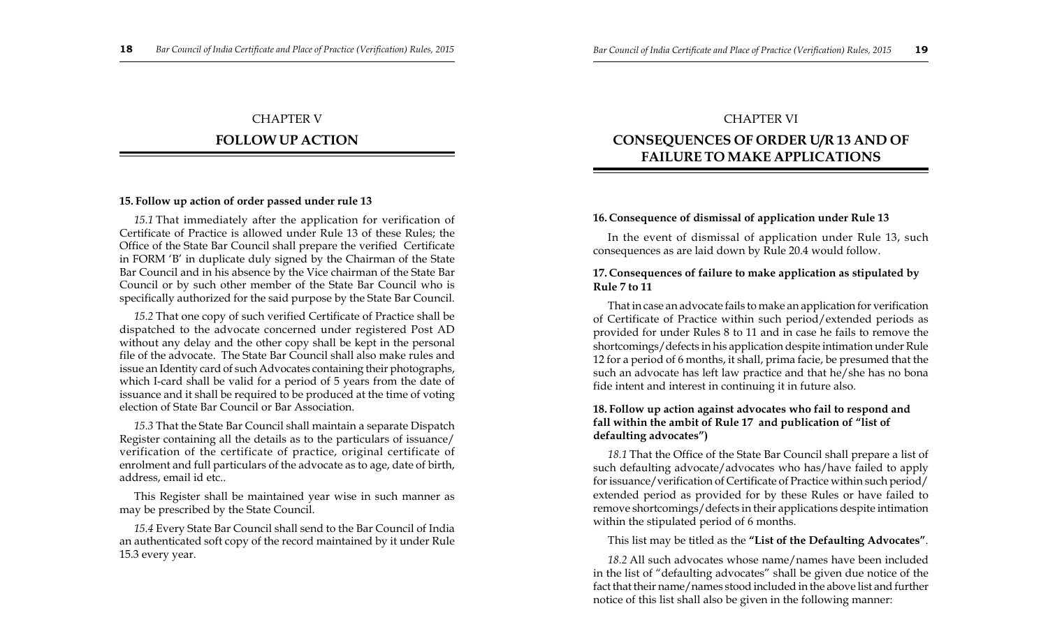## CHAPTER V

## FOLLOW UP ACTION

**15. Follow up action of order passed under rule 13**

*15.1* That immediately after the application for verification of Certificate of Practice is allowed under Rule 13 of these Rules; the Office of the State Bar Council shall prepare the verified Certificate in FORM 'B' in duplicate duly signed by the Chairman of the State Bar Council and in his absence by the Vice chairman of the State Bar Council or by such other member of the State Bar Council who is specifically authorized for the said purpose by the State Bar Council.

*15.2* That one copy of such verified Certificate of Practice shall be dispatched to the advocate concerned under registered Post AD without any delay and the other copy shall be kept in the personal file of the advocate. The State Bar Council shall also make rules and issue an Identity card of such Advocates containing their photographs, which I-card shall be valid for a period of 5 years from the date of issuance and it shall be required to be produced at the time of voting election of State Bar Council or Bar Association.

*15.3* That the State Bar Council shall maintain a separate Dispatch Register containing all the details as to the particulars of issuance/ verification of the certificate of practice, original certificate of enrolment and full particulars of the advocate as to age, date of birth, address, email id etc..

This Register shall be maintained year wise in such manner as may be prescribed by the State Council.

*15.4* Every State Bar Council shall send to the Bar Council of India an authenticated soft copy of the record maintained by it under Rule 15.3 every year.

## CHAPTER VI

## CONSEQUENCES OF ORDER U/R 13 AND OF FAILURE TO MAKE APPLICATIONS

**16. Consequence of dismissal of application under Rule 13**

In the event of dismissal of application under Rule 13, such consequences as are laid down by Rule 20.4 would follow.

**17. Consequences of failure to make application as stipulated by Rule 7 to 11**

That in case an advocate fails to make an application for verification of Certificate of Practice within such period/extended periods as provided for under Rules 8 to 11 and in case he fails to remove the shortcomings/defects in his application despite intimation under Rule 12 for a period of 6 months, it shall, prima facie, be presumed that the such an advocate has left law practice and that he/she has no bona fide intent and interest in continuing it in future also.

**18. Follow up action against advocates who fail to respond and fall within the ambit of Rule 17 and publication of "list of defaulting advocates")**

*18.1* That the Office of the State Bar Council shall prepare a list of such defaulting advocate/advocates who has/have failed to apply for issuance/verification of Certificate of Practice within such period/ extended period as provided for by these Rules or have failed to remove shortcomings/defects in their applications despite intimation within the stipulated period of 6 months.

This list may be titled as the **"List of the Defaulting Advocates"**.

*18.2* All such advocates whose name/names have been included in the list of "defaulting advocates" shall be given due notice of the fact that their name/names stood included in the above list and further notice of this list shall also be given in the following manner: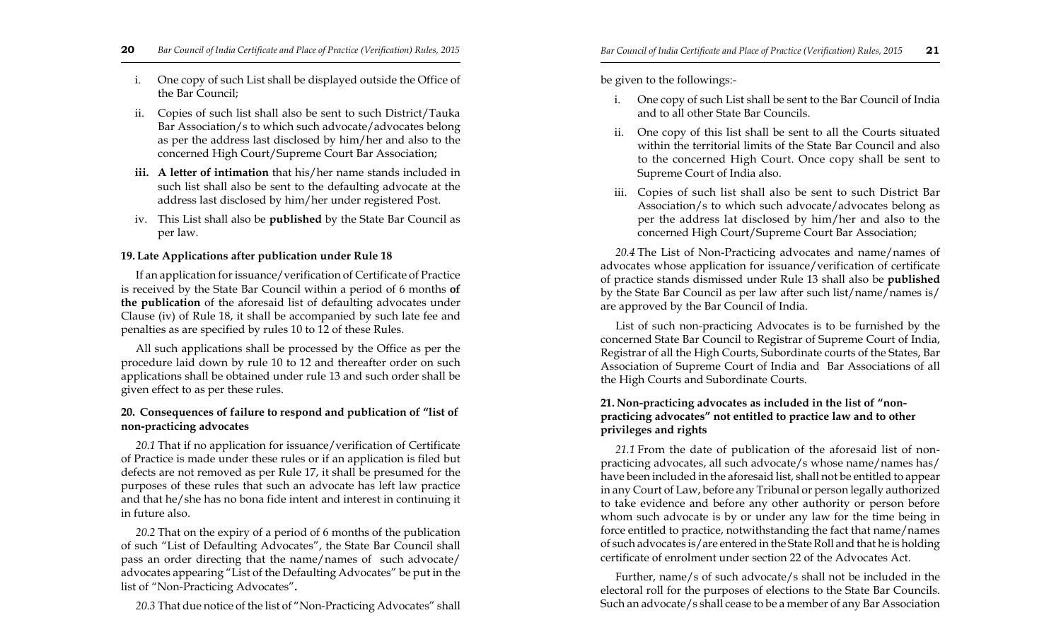i. One copy of such List shall be displayed outside the Office of the Bar Council;

ii. Copies of such list shall also be sent to such District/Tauka Bar Association/s to which such advocate/advocates belong as per the address last disclosed by him/her and also to the concerned High Court/Supreme Court Bar Association;

iii. **A letter of intimation** that his/her name stands included in such list shall also be sent to the defaulting advocate at the address last disclosed by him/her under registered Post.

iv. This List shall also be **published** by the State Bar Council as per law.

### 19. Late Applications after publication under Rule 18

If an application for issuance/verification of Certificate of Practice is received by the State Bar Council within a period of 6 months **of the publication** of the aforesaid list of defaulting advocates under Clause (iv) of Rule 18, it shall be accompanied by such late fee and penalties as are specified by rules 10 to 12 of these Rules.

All such applications shall be processed by the Office as per the procedure laid down by rule 10 to 12 and thereafter order on such applications shall be obtained under rule 13 and such order shall be given effect to as per these rules.

### 20. Consequences of failure to respond and publication of "list of non-practicing advocates

*20.1* That if no application for issuance/verification of Certificate of Practice is made under these rules or if an application is filed but defects are not removed as per Rule 17, it shall be presumed for the purposes of these rules that such an advocate has left law practice and that he/she has no bona fide intent and interest in continuing it in future also.

*20.2* That on the expiry of a period of 6 months of the publication of such "List of Defaulting Advocates", the State Bar Council shall pass an order directing that the name/names of such advocate/advocates appearing "List of the Defaulting Advocates" be put in the list of "Non-Practicing Advocates"**.**

*20.3* That due notice of the list of "Non-Practicing Advocates" shall be given to the followings:-

i. One copy of such List shall be sent to the Bar Council of India and to all other State Bar Councils.

ii. One copy of this list shall be sent to all the Courts situated within the territorial limits of the State Bar Council and also to the concerned High Court. Once copy shall be sent to Supreme Court of India also.

iii. Copies of such list shall also be sent to such District Bar Association/s to which such advocate/advocates belong as per the address lat disclosed by him/her and also to the concerned High Court/Supreme Court Bar Association;

*20.4* The List of Non-Practicing advocates and name/names of advocates whose application for issuance/verification of certificate of practice stands dismissed under Rule 13 shall also be **published** by the State Bar Council as per law after such list/name/names is/are approved by the Bar Council of India.

List of such non-practicing Advocates is to be furnished by the concerned State Bar Council to Registrar of Supreme Court of India, Registrar of all the High Courts, Subordinate courts of the States, Bar Association of Supreme Court of India and Bar Associations of all the High Courts and Subordinate Courts.

### 21. Non-practicing advocates as included in the list of "non-practicing advocates" not entitled to practice law and to other privileges and rights

*21.1* From the date of publication of the aforesaid list of non-practicing advocates, all such advocate/s whose name/names has/have been included in the aforesaid list, shall not be entitled to appear in any Court of Law, before any Tribunal or person legally authorized to take evidence and before any other authority or person before whom such advocate is by or under any law for the time being in force entitled to practice, notwithstanding the fact that name/names of such advocates is/are entered in the State Roll and that he is holding certificate of enrolment under section 22 of the Advocates Act.

Further, name/s of such advocate/s shall not be included in the electoral roll for the purposes of elections to the State Bar Councils. Such an advocate/s shall cease to be a member of any Bar Association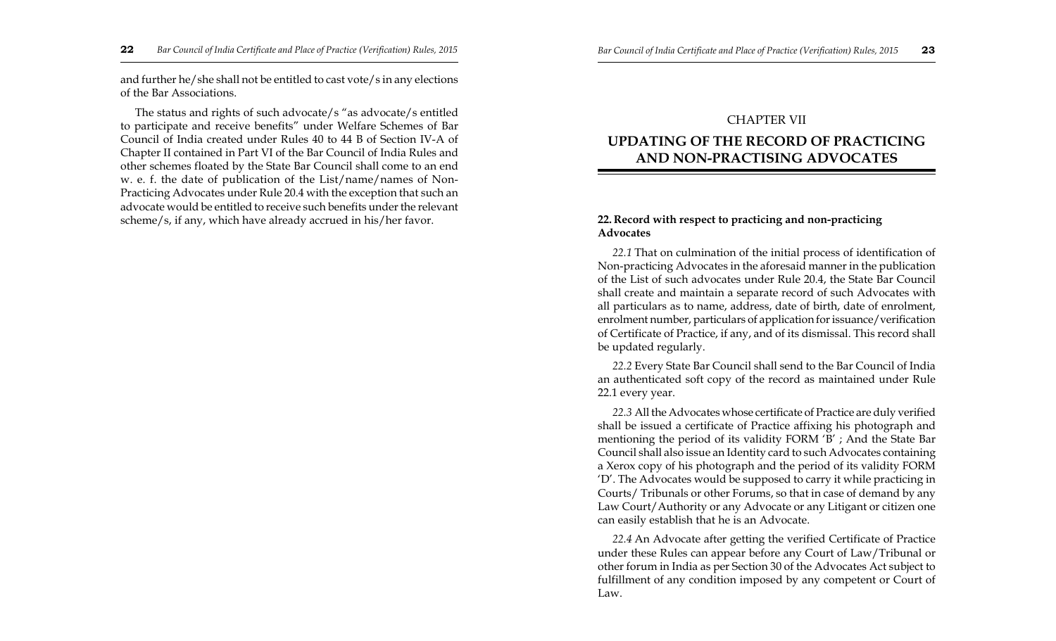and further he/she shall not be entitled to cast vote/s in any elections of the Bar Associations.

The status and rights of such advocate/s "as advocate/s entitled to participate and receive benefits" under Welfare Schemes of Bar Council of India created under Rules 40 to 44 B of Section IV-A of Chapter II contained in Part VI of the Bar Council of India Rules and other schemes floated by the State Bar Council shall come to an end w. e. f. the date of publication of the List/name/names of Non-Practicing Advocates under Rule 20.4 with the exception that such an advocate would be entitled to receive such benefits under the relevant scheme/s, if any, which have already accrued in his/her favor.

CHAPTER VII

# UPDATING OF THE RECORD OF PRACTICING AND NON-PRACTISING ADVOCATES

**22. Record with respect to practicing and non-practicing Advocates**

*22.1* That on culmination of the initial process of identification of Non-practicing Advocates in the aforesaid manner in the publication of the List of such advocates under Rule 20.4, the State Bar Council shall create and maintain a separate record of such Advocates with all particulars as to name, address, date of birth, date of enrolment, enrolment number, particulars of application for issuance/verification of Certificate of Practice, if any, and of its dismissal. This record shall be updated regularly.

*22.2* Every State Bar Council shall send to the Bar Council of India an authenticated soft copy of the record as maintained under Rule 22.1 every year.

*22.3* All the Advocates whose certificate of Practice are duly verified shall be issued a certificate of Practice affixing his photograph and mentioning the period of its validity FORM 'B' ; And the State Bar Council shall also issue an Identity card to such Advocates containing a Xerox copy of his photograph and the period of its validity FORM 'D'. The Advocates would be supposed to carry it while practicing in Courts/ Tribunals or other Forums, so that in case of demand by any Law Court/Authority or any Advocate or any Litigant or citizen one can easily establish that he is an Advocate.

*22.4* An Advocate after getting the verified Certificate of Practice under these Rules can appear before any Court of Law/Tribunal or other forum in India as per Section 30 of the Advocates Act subject to fulfillment of any condition imposed by any competent or Court of Law.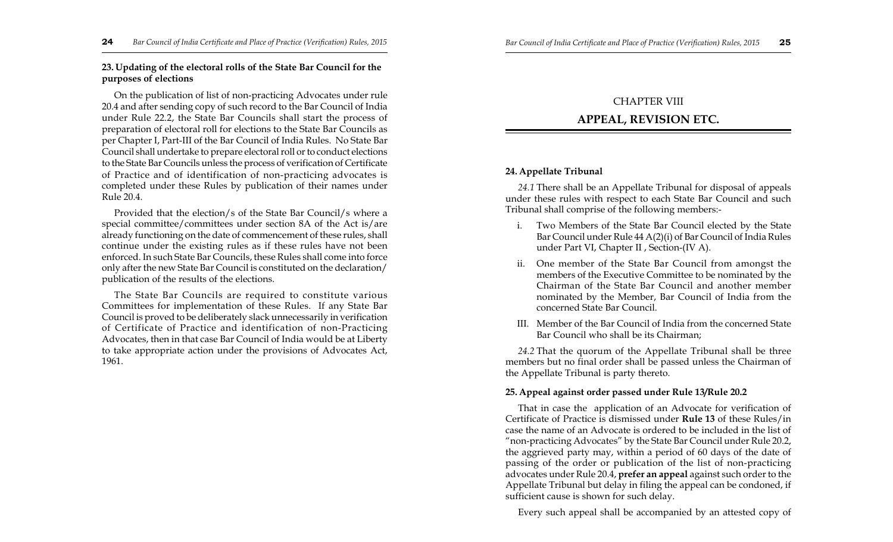### 23. Updating of the electoral rolls of the State Bar Council for the purposes of elections

On the publication of list of non-practicing Advocates under rule 20.4 and after sending copy of such record to the Bar Council of India under Rule 22.2, the State Bar Councils shall start the process of preparation of electoral roll for elections to the State Bar Councils as per Chapter I, Part-III of the Bar Council of India Rules. No State Bar Council shall undertake to prepare electoral roll or to conduct elections to the State Bar Councils unless the process of verification of Certificate of Practice and of identification of non-practicing advocates is completed under these Rules by publication of their names under Rule 20.4.

Provided that the election/s of the State Bar Council/s where a special committee/committees under section 8A of the Act is/are already functioning on the date of commencement of these rules, shall continue under the existing rules as if these rules have not been enforced. In such State Bar Councils, these Rules shall come into force only after the new State Bar Council is constituted on the declaration/ publication of the results of the elections.

The State Bar Councils are required to constitute various Committees for implementation of these Rules. If any State Bar Council is proved to be deliberately slack unnecessarily in verification of Certificate of Practice and identification of non-Practicing Advocates, then in that case Bar Council of India would be at Liberty to take appropriate action under the provisions of Advocates Act, 1961.

# CHAPTER VIII
# APPEAL, REVISION ETC.

### 24. Appellate Tribunal

*24.1* There shall be an Appellate Tribunal for disposal of appeals under these rules with respect to each State Bar Council and such Tribunal shall comprise of the following members:-

i. Two Members of the State Bar Council elected by the State Bar Council under Rule 44 A(2)(i) of Bar Council of India Rules under Part VI, Chapter II , Section-(IV A).

ii. One member of the State Bar Council from amongst the members of the Executive Committee to be nominated by the Chairman of the State Bar Council and another member nominated by the Member, Bar Council of India from the concerned State Bar Council.

III. Member of the Bar Council of India from the concerned State Bar Council who shall be its Chairman;

*24.2* That the quorum of the Appellate Tribunal shall be three members but no final order shall be passed unless the Chairman of the Appellate Tribunal is party thereto.

### 25. Appeal against order passed under Rule 13/Rule 20.2

That in case the application of an Advocate for verification of Certificate of Practice is dismissed under **Rule 13** of these Rules/in case the name of an Advocate is ordered to be included in the list of "non-practicing Advocates" by the State Bar Council under Rule 20.2, the aggrieved party may, within a period of 60 days of the date of passing of the order or publication of the list of non-practicing advocates under Rule 20.4, **prefer an appeal** against such order to the Appellate Tribunal but delay in filing the appeal can be condoned, if sufficient cause is shown for such delay.

Every such appeal shall be accompanied by an attested copy of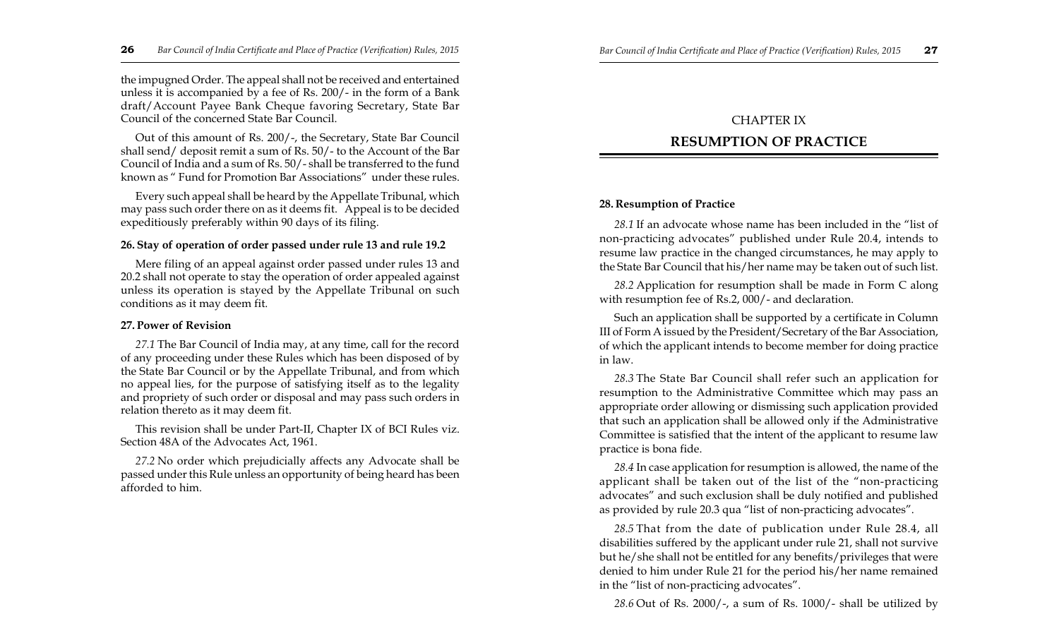the impugned Order. The appeal shall not be received and entertained unless it is accompanied by a fee of Rs. 200/- in the form of a Bank draft/Account Payee Bank Cheque favoring Secretary, State Bar Council of the concerned State Bar Council.

Out of this amount of Rs. 200/-, the Secretary, State Bar Council shall send/ deposit remit a sum of Rs. 50/- to the Account of the Bar Council of India and a sum of Rs. 50/- shall be transferred to the fund known as " Fund for Promotion Bar Associations" under these rules.

Every such appeal shall be heard by the Appellate Tribunal, which may pass such order there on as it deems fit. Appeal is to be decided expeditiously preferably within 90 days of its filing.

#### 26. Stay of operation of order passed under rule 13 and rule 19.2

Mere filing of an appeal against order passed under rules 13 and 20.2 shall not operate to stay the operation of order appealed against unless its operation is stayed by the Appellate Tribunal on such conditions as it may deem fit.

#### 27. Power of Revision

*27.1* The Bar Council of India may, at any time, call for the record of any proceeding under these Rules which has been disposed of by the State Bar Council or by the Appellate Tribunal, and from which no appeal lies, for the purpose of satisfying itself as to the legality and propriety of such order or disposal and may pass such orders in relation thereto as it may deem fit.

This revision shall be under Part-II, Chapter IX of BCI Rules viz. Section 48A of the Advocates Act, 1961.

*27.2* No order which prejudicially affects any Advocate shall be passed under this Rule unless an opportunity of being heard has been afforded to him.

## CHAPTER IX
## RESUMPTION OF PRACTICE

#### 28. Resumption of Practice

*28.1* If an advocate whose name has been included in the "list of non-practicing advocates" published under Rule 20.4, intends to resume law practice in the changed circumstances, he may apply to the State Bar Council that his/her name may be taken out of such list.

*28.2* Application for resumption shall be made in Form C along with resumption fee of Rs.2, 000/- and declaration.

Such an application shall be supported by a certificate in Column III of Form A issued by the President/Secretary of the Bar Association, of which the applicant intends to become member for doing practice in law.

*28.3* The State Bar Council shall refer such an application for resumption to the Administrative Committee which may pass an appropriate order allowing or dismissing such application provided that such an application shall be allowed only if the Administrative Committee is satisfied that the intent of the applicant to resume law practice is bona fide.

*28.4* In case application for resumption is allowed, the name of the applicant shall be taken out of the list of the "non-practicing advocates" and such exclusion shall be duly notified and published as provided by rule 20.3 qua "list of non-practicing advocates".

*28.5* That from the date of publication under Rule 28.4, all disabilities suffered by the applicant under rule 21, shall not survive but he/she shall not be entitled for any benefits/privileges that were denied to him under Rule 21 for the period his/her name remained in the "list of non-practicing advocates".

*28.6* Out of Rs. 2000/-, a sum of Rs. 1000/- shall be utilized by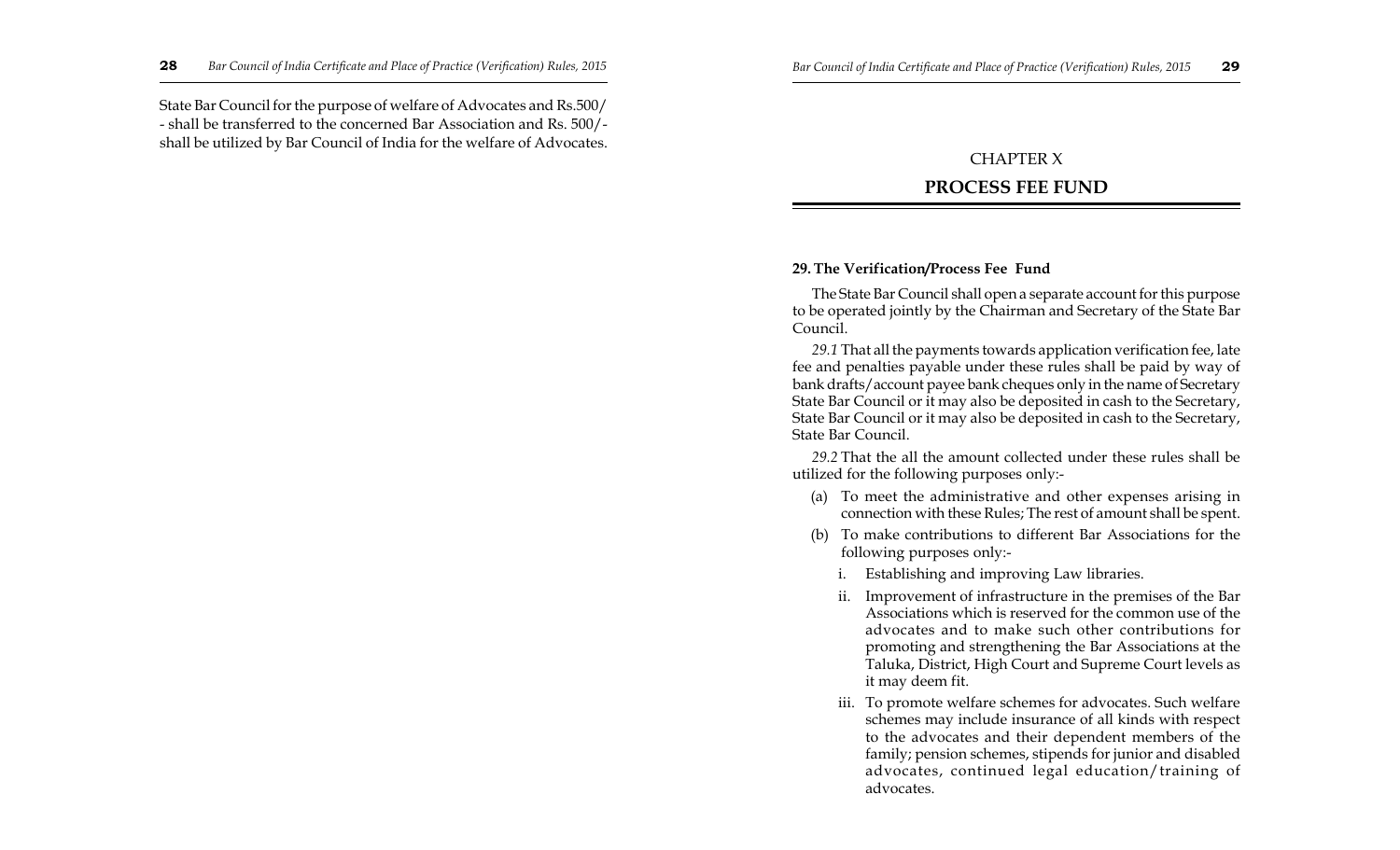State Bar Council for the purpose of welfare of Advocates and Rs.500/ - shall be transferred to the concerned Bar Association and Rs. 500/- shall be utilized by Bar Council of India for the welfare of Advocates.

## CHAPTER X

## PROCESS FEE FUND

**29. The Verification/Process Fee Fund**

The State Bar Council shall open a separate account for this purpose to be operated jointly by the Chairman and Secretary of the State Bar Council.

*29.1* That all the payments towards application verification fee, late fee and penalties payable under these rules shall be paid by way of bank drafts/account payee bank cheques only in the name of Secretary State Bar Council or it may also be deposited in cash to the Secretary, State Bar Council or it may also be deposited in cash to the Secretary, State Bar Council.

*29.2* That the all the amount collected under these rules shall be utilized for the following purposes only:-

(a) To meet the administrative and other expenses arising in connection with these Rules; The rest of amount shall be spent.

(b) To make contributions to different Bar Associations for the following purposes only:-

   i. Establishing and improving Law libraries.

   ii. Improvement of infrastructure in the premises of the Bar Associations which is reserved for the common use of the advocates and to make such other contributions for promoting and strengthening the Bar Associations at the Taluka, District, High Court and Supreme Court levels as it may deem fit.

   iii. To promote welfare schemes for advocates. Such welfare schemes may include insurance of all kinds with respect to the advocates and their dependent members of the family; pension schemes, stipends for junior and disabled advocates, continued legal education/training of advocates.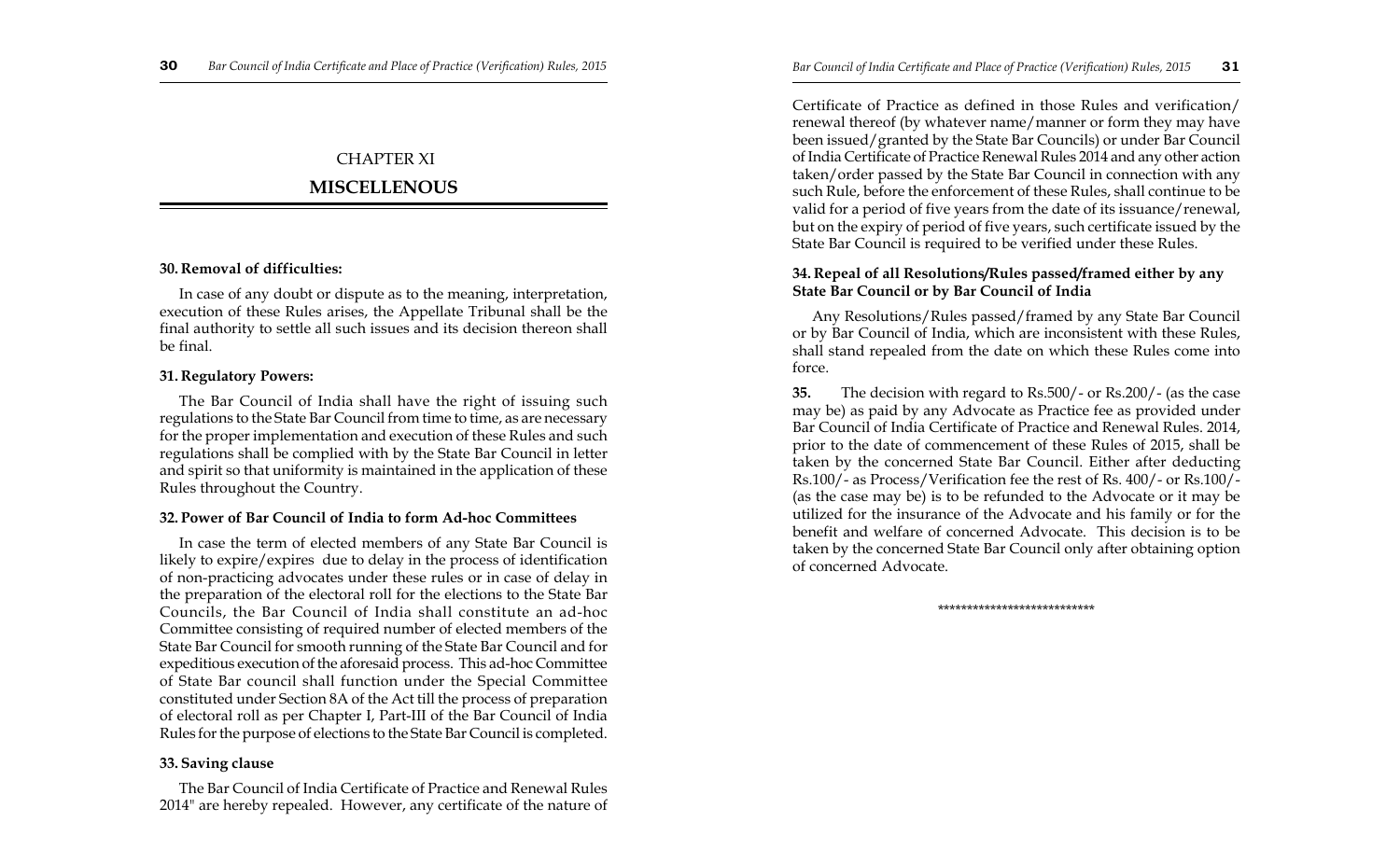# CHAPTER XI

## MISCELLENOUS

**30. Removal of difficulties:**

In case of any doubt or dispute as to the meaning, interpretation, execution of these Rules arises, the Appellate Tribunal shall be the final authority to settle all such issues and its decision thereon shall be final.

**31. Regulatory Powers:**

The Bar Council of India shall have the right of issuing such regulations to the State Bar Council from time to time, as are necessary for the proper implementation and execution of these Rules and such regulations shall be complied with by the State Bar Council in letter and spirit so that uniformity is maintained in the application of these Rules throughout the Country.

**32. Power of Bar Council of India to form Ad-hoc Committees**

In case the term of elected members of any State Bar Council is likely to expire/expires due to delay in the process of identification of non-practicing advocates under these rules or in case of delay in the preparation of the electoral roll for the elections to the State Bar Councils, the Bar Council of India shall constitute an ad-hoc Committee consisting of required number of elected members of the State Bar Council for smooth running of the State Bar Council and for expeditious execution of the aforesaid process. This ad-hoc Committee of State Bar council shall function under the Special Committee constituted under Section 8A of the Act till the process of preparation of electoral roll as per Chapter I, Part-III of the Bar Council of India Rules for the purpose of elections to the State Bar Council is completed.

**33. Saving clause**

The Bar Council of India Certificate of Practice and Renewal Rules 2014" are hereby repealed. However, any certificate of the nature of Certificate of Practice as defined in those Rules and verification/ renewal thereof (by whatever name/manner or form they may have been issued/granted by the State Bar Councils) or under Bar Council of India Certificate of Practice Renewal Rules 2014 and any other action taken/order passed by the State Bar Council in connection with any such Rule, before the enforcement of these Rules, shall continue to be valid for a period of five years from the date of its issuance/renewal, but on the expiry of period of five years, such certificate issued by the State Bar Council is required to be verified under these Rules.

**34. Repeal of all Resolutions/Rules passed/framed either by any State Bar Council or by Bar Council of India**

Any Resolutions/Rules passed/framed by any State Bar Council or by Bar Council of India, which are inconsistent with these Rules, shall stand repealed from the date on which these Rules come into force.

**35.** The decision with regard to Rs.500/- or Rs.200/- (as the case may be) as paid by any Advocate as Practice fee as provided under Bar Council of India Certificate of Practice and Renewal Rules. 2014, prior to the date of commencement of these Rules of 2015, shall be taken by the concerned State Bar Council. Either after deducting Rs.100/- as Process/Verification fee the rest of Rs. 400/- or Rs.100/- (as the case may be) is to be refunded to the Advocate or it may be utilized for the insurance of the Advocate and his family or for the benefit and welfare of concerned Advocate. This decision is to be taken by the concerned State Bar Council only after obtaining option of concerned Advocate.

***************************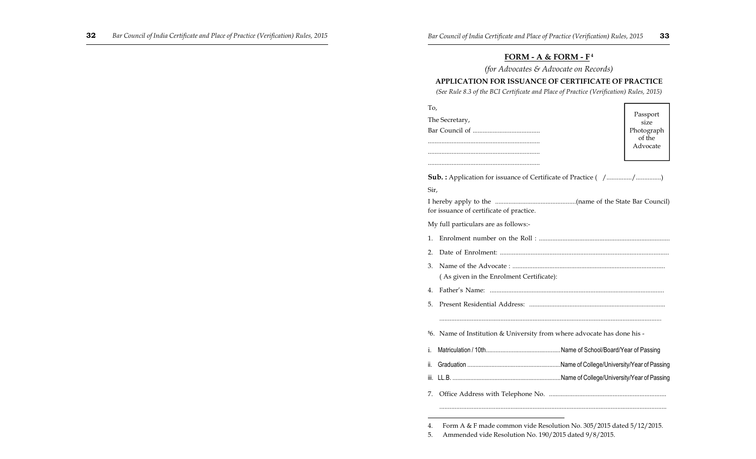## FORM - A & FORM - F[4]

*(for Advocates & Advocate on Records)*

**APPLICATION FOR ISSUANCE OF CERTIFICATE OF PRACTICE**

*(See Rule 8.3 of the BCI Certificate and Place of Practice (Verification) Rules, 2015)*

To,

The Secretary,

Bar Council of ........................................

.................................................................

.................................................................

.................................................................

| Passport size Photograph of the Advocate |
|---|

**Sub. :** Application for issuance of Certificate of Practice ( /.............../...............)

Sir,

I hereby apply to the ................................................(name of the State Bar Council) for issuance of certificate of practice.

My full particulars are as follows:-

1. Enrolment number on the Roll : .............................................................................
2. Date of Enrolment: ...................................................................................................
3. Name of the Advocate : ..........................................................................................
   ( As given in the Enrolment Certificate):
4. Father's Name: .......................................................................................................
5. Present Residential Address: .................................................................................

   ...................................................................................................................................

[5]6. Name of Institution & University from where advocate has done his -

i. Matriculation / 10th.............................................Name of School/Board/Year of Passing

ii. Graduation .........................................................Name of College/University/Year of Passing

iii. LL.B. ..................................................................Name of College/University/Year of Passing

7. Office Address with Telephone No. ......................................................................

   ...................................................................................................................................

---

4. Form A & F made common vide Resolution No. 305/2015 dated 5/12/2015.
5. Ammended vide Resolution No. 190/2015 dated 9/8/2015.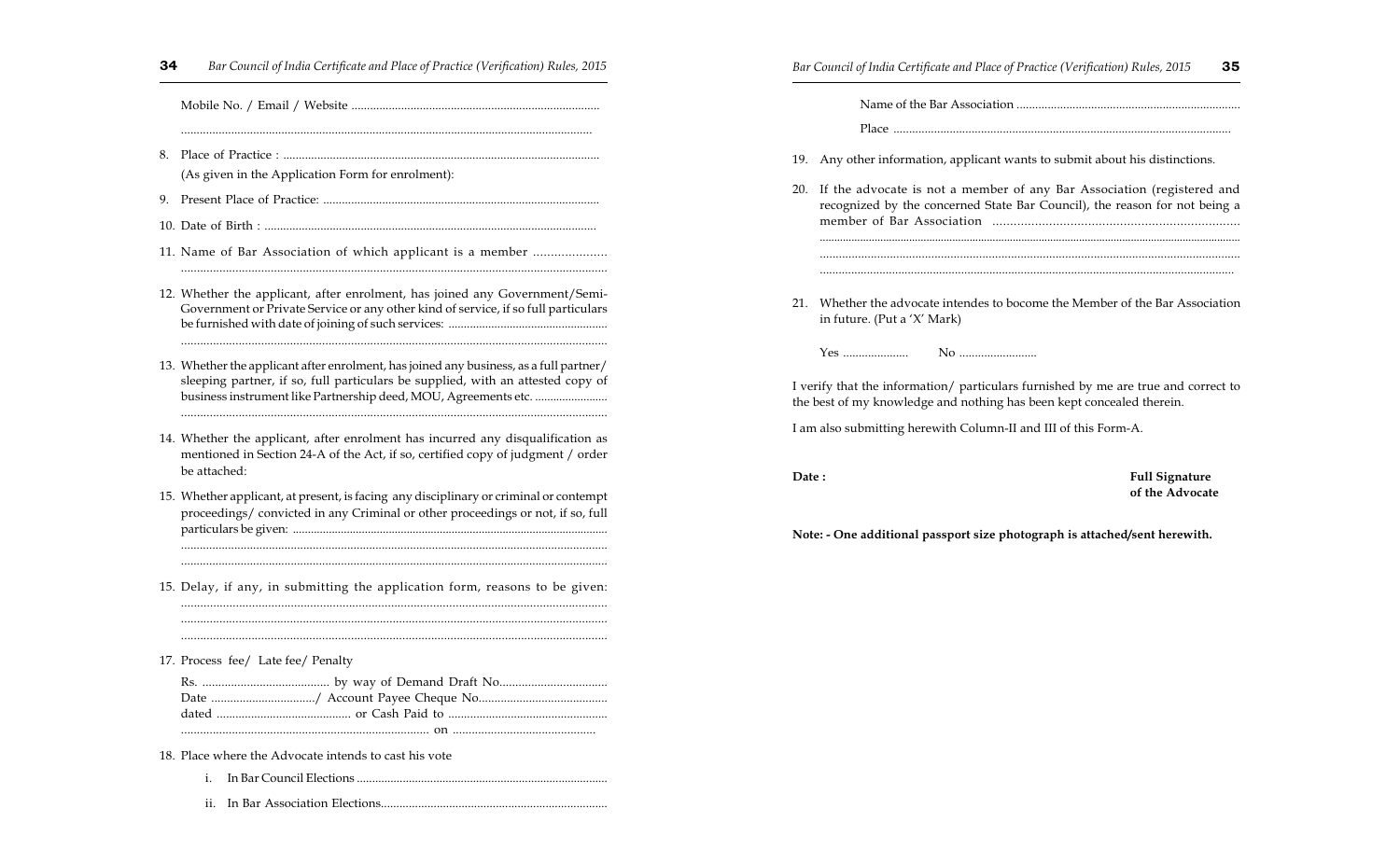Mobile No. / Email / Website ................................................................................

.................................................................................................................

8. Place of Practice : .....................................................................................................

   (As given in the Application Form for enrolment):

9. Present Place of Practice: .........................................................................................

10. Date of Birth : ..........................................................................................................

11. Name of Bar Association of which applicant is a member ....................

.....................................................................................................................................

12. Whether the applicant, after enrolment, has joined any Government/Semi-Government or Private Service or any other kind of service, if so full particulars be furnished with date of joining of such services: ...................................................

.....................................................................................................................................

13. Whether the applicant after enrolment, has joined any business, as a full partner/ sleeping partner, if so, full particulars be supplied, with an attested copy of business instrument like Partnership deed, MOU, Agreements etc. ........................

.....................................................................................................................................

14. Whether the applicant, after enrolment has incurred any disqualification as mentioned in Section 24-A of the Act, if so, certified copy of judgment / order be attached:

15. Whether applicant, at present, is facing any disciplinary or criminal or contempt proceedings/ convicted in any Criminal or other proceedings or not, if so, full particulars be given: .......................................................................................................

.....................................................................................................................................

.....................................................................................................................................

15. Delay, if any, in submitting the application form, reasons to be given:

.....................................................................................................................................

.....................................................................................................................................

.....................................................................................................................................

17. Process fee/ Late fee/ Penalty

    Rs. ........................................ by way of Demand Draft No..................................
    Date ................................./ Account Payee Cheque No.........................................
    dated ........................................... or Cash Paid to ..................................................
    .............................................................................. on .............................................

18. Place where the Advocate intends to cast his vote

    i. In Bar Council Elections .................................................................................

    ii. In Bar Association Elections.........................................................................

    Name of the Bar Association .........................................................................

    Place ............................................................................................................

19. Any other information, applicant wants to submit about his distinctions.

20. If the advocate is not a member of any Bar Association (registered and recognized by the concerned State Bar Council), the reason for not being a member of Bar Association .....................................................................

.....................................................................................................................................

.....................................................................................................................................

.....................................................................................................................................

21. Whether the advocate intendes to bocome the Member of the Bar Association in future. (Put a 'X' Mark)

    Yes .....................        No .........................

I verify that the information/ particulars furnished by me are true and correct to the best of my knowledge and nothing has been kept concealed therein.

I am also submitting herewith Column-II and III of this Form-A.

**Date :**

**Full Signature of the Advocate**

**Note: - One additional passport size photograph is attached/sent herewith.**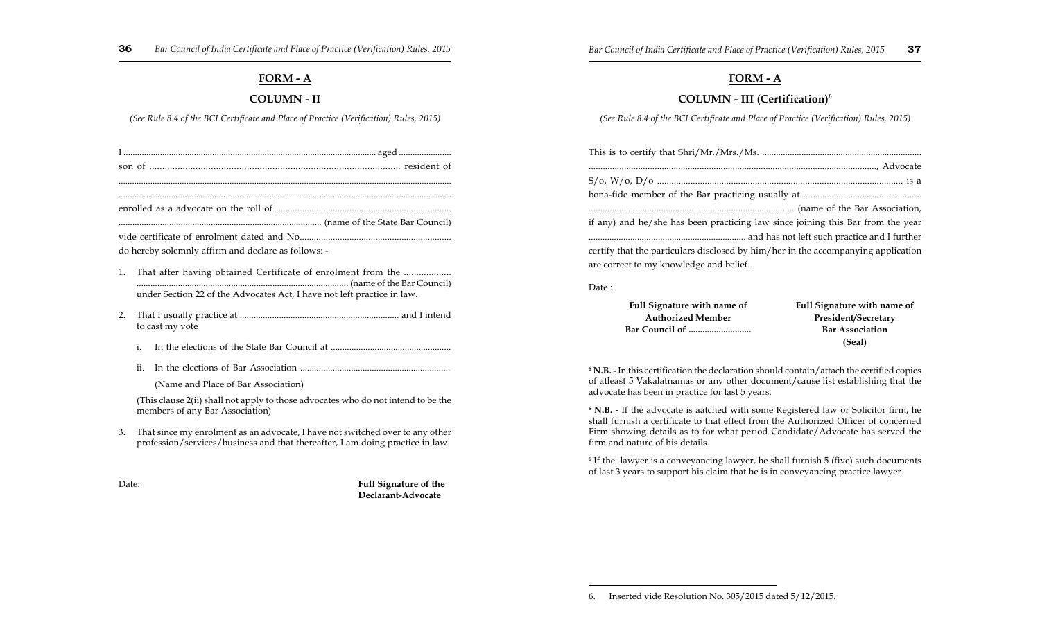## FORM - A

### COLUMN - II

*(See Rule 8.4 of the BCI Certificate and Place of Practice (Verification) Rules, 2015)*

I ............................................................................................................ aged .......................
son of ................................................................................................ resident of
..........................................................................................................................................
..........................................................................................................................................
enrolled as a advocate on the roll of ..........................................................................
...................................................................................... (name of the State Bar Council)
vide certificate of enrolment dated and No................................................................
do hereby solemnly affirm and declare as follows: -

1. That after having obtained Certificate of enrolment from the ................... ........................................................................................ (name of the Bar Council) under Section 22 of the Advocates Act, I have not left practice in law.

2. That I usually practice at .................................................................... and I intend to cast my vote

   i. In the elections of the State Bar Council at ...................................................

   ii. In the elections of Bar Association ................................................................

   (Name and Place of Bar Association)

   (This clause 2(ii) shall not apply to those advocates who do not intend to be the members of any Bar Association)

3. That since my enrolment as an advocate, I have not switched over to any other profession/services/business and that thereafter, I am doing practice in law.

Date:

**Full Signature of the Declarant-Advocate**

## FORM - A

### COLUMN - III (Certification)[6]

*(See Rule 8.4 of the BCI Certificate and Place of Practice (Verification) Rules, 2015)*

This is to certify that Shri/Mr./Mrs./Ms. ....................................................................
..........................................................................................................................., Advocate
S/o, W/o, D/o .......................................................................................................... is a
bona-fide member of the Bar practicing usually at ..................................................
...................................................................................... (name of the Bar Association, if any) and he/she has been practicing law since joining this Bar from the year .................................................................. and has not left such practice and I further certify that the particulars disclosed by him/her in the accompanying application are correct to my knowledge and belief.

Date :

| **Full Signature with name of Authorized Member Bar Council of ..........................** | **Full Signature with name of President/Secretary Bar Association (Seal)** |
|---|---|

[6] **N.B. -** In this certification the declaration should contain/attach the certified copies of atleast 5 Vakalatnamas or any other document/cause list establishing that the advocate has been in practice for last 5 years.

[6] **N.B. -** If the advocate is aatched with some Registered law or Solicitor firm, he shall furnish a certificate to that effect from the Authorized Officer of concerned Firm showing details as to for what period Candidate/Advocate has served the firm and nature of his details.

[6] If the lawyer is a conveyancing lawyer, he shall furnish 5 (five) such documents of last 3 years to support his claim that he is in conveyancing practice lawyer.

6. Inserted vide Resolution No. 305/2015 dated 5/12/2015.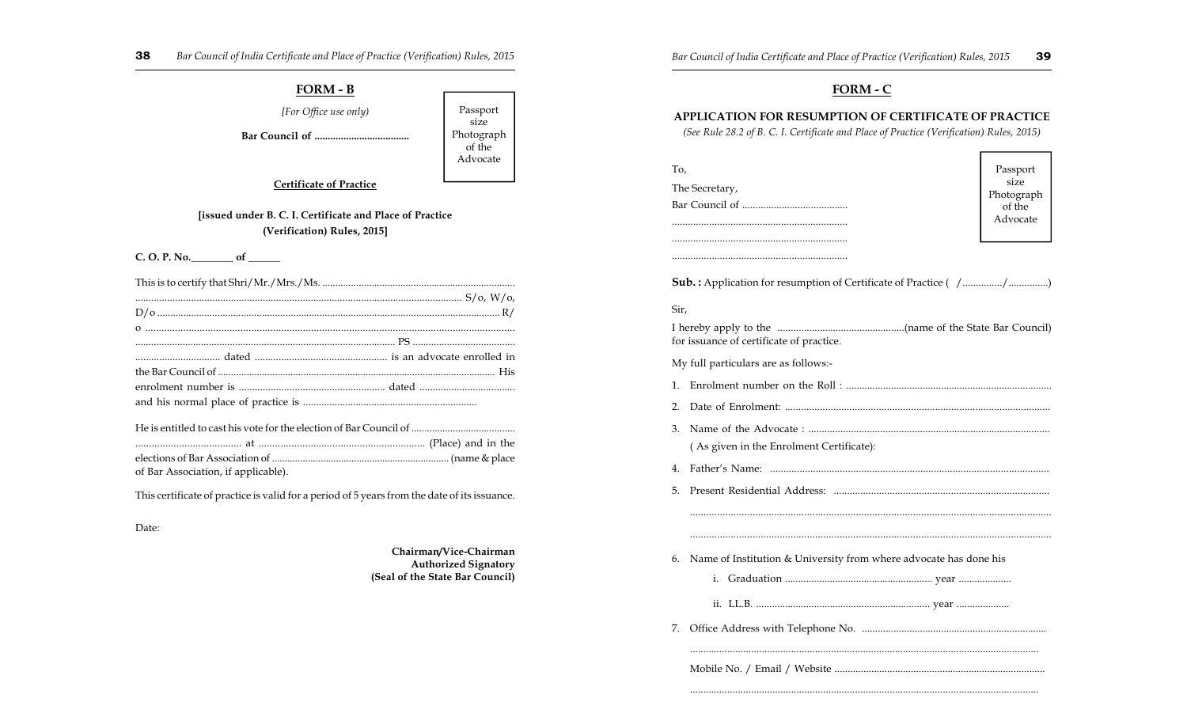## FORM - B

*[For Office use only]*

**Bar Council of ....................................**

Passport size Photograph of the Advocate

**Certificate of Practice**

**[issued under B. C. I. Certificate and Place of Practice (Verification) Rules, 2015]**

**C. O. P. No.________ of ______**

This is to certify that Shri/Mr./Mrs./Ms. .......................................................................... ......................................................................................................................... S/o, W/o, D/o ............................................................................................................................... R/o ...................................................................................................................................... .................................................................................................. PS ...................................... ............................... dated ................................................. is an advocate enrolled in the Bar Council of ......................................................................................................... His enrolment number is ...................................................... dated ................................... and his normal place of practice is .................................................................

He is entitled to cast his vote for the election of Bar Council of ....................................... ....................................... at ............................................................ (Place) and in the elections of Bar Association of ................................................................... (name & place of Bar Association, if applicable).

This certificate of practice is valid for a period of 5 years from the date of its issuance.

Date:

**Chairman/Vice-Chairman**
**Authorized Signatory**
**(Seal of the State Bar Council)**

## FORM - C

### APPLICATION FOR RESUMPTION OF CERTIFICATE OF PRACTICE

*(See Rule 28.2 of B. C. I. Certificate and Place of Practice (Verification) Rules, 2015)*

Passport size Photograph of the Advocate

To,

The Secretary,

Bar Council of .......................................

.................................................................

.................................................................

.................................................................

**Sub. :** Application for resumption of Certificate of Practice ( /............../..............)

Sir,

I hereby apply to the ................................................(name of the State Bar Council) for issuance of certificate of practice.

My full particulars are as follows:-

1. Enrolment number on the Roll : ............................................................................
2. Date of Enrolment: ..................................................................................................
3. Name of the Advocate : ..........................................................................................
   ( As given in the Enrolment Certificate):
4. Father's Name: .......................................................................................................
5. Present Residential Address: ................................................................................
   ......................................................................................................................................
   ......................................................................................................................................
6. Name of Institution & University from where advocate has done his
   i. Graduation ....................................................... year ...................
   ii. LL.B. .................................................................. year ...................
7. Office Address with Telephone No. ....................................................................
   ......................................................................................................................................
   Mobile No. / Email / Website ...............................................................................
   ......................................................................................................................................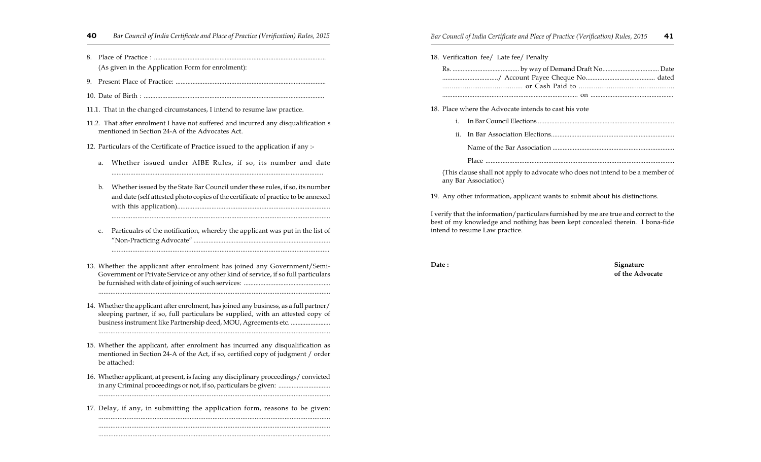8. Place of Practice : ......................................................................................................
   (As given in the Application Form for enrolment):

9. Present Place of Practice: .........................................................................................

10. Date of Birth : ...........................................................................................................

11.1. That in the changed circumstances, I intend to resume law practice.

11.2. That after enrolment I have not suffered and incurred any disqualification s mentioned in Section 24-A of the Advocates Act.

12. Particulars of the Certificate of Practice issued to the application if any :-

    a. Whether issued under AIBE Rules, if so, its number and date ............................................................................................................

    b. Whether issued by the State Bar Council under these rules, if so, its number and date (self attested photo copies of the certificate of practice to be annexed with this application)..........................................................................................
    ...............................................................................................................

    c. Particualrs of the notification, whereby the applicant was put in the list of "Non-Practicing Advocate" .................................................................................
    ...............................................................................................................

13. Whether the applicant after enrolment has joined any Government/Semi-Government or Private Service or any other kind of service, if so full particulars be furnished with date of joining of such services: ....................................................
    ......................................................................................................................

14. Whether the applicant after enrolment, has joined any business, as a full partner/ sleeping partner, if so, full particulars be supplied, with an attested copy of business instrument like Partnership deed, MOU, Agreements etc. ........................
    ......................................................................................................................

15. Whether the applicant, after enrolment has incurred any disqualification as mentioned in Section 24-A of the Act, if so, certified copy of judgment / order be attached:

16. Whether applicant, at present, is facing any disciplinary proceedings/ convicted in any Criminal proceedings or not, if so, particulars be given: ..............................
    ......................................................................................................................

17. Delay, if any, in submitting the application form, reasons to be given:
    ......................................................................................................................
    ......................................................................................................................
    ......................................................................................................................

18. Verification fee/ Late fee/ Penalty
    Rs. ........................................ by way of Demand Draft No................................. Date ................................/ Account Payee Cheque No......................................... dated .......................................... or Cash Paid to .................................................. ................................................................................ on ................................................

18. Place where the Advocate intends to cast his vote

    i. In Bar Council Elections ..................................................................................

    ii. In Bar Association Elections.........................................................................

       Name of the Bar Association ........................................................................

       Place ................................................................................................................

    (This clause shall not apply to advocate who does not intend to be a member of any Bar Association)

19. Any other information, applicant wants to submit about his distinctions.

I verify that the information/particulars furnished by me are true and correct to the best of my knowledge and nothing has been kept concealed therein. I bona-fide intend to resume Law practice.

**Date :**

**Signature of the Advocate**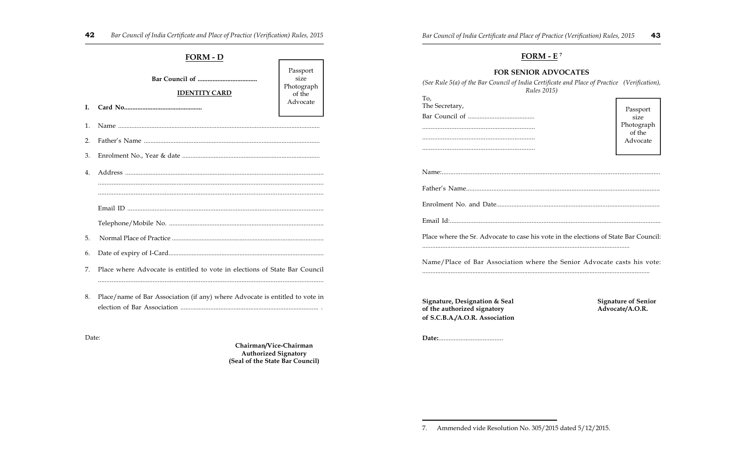## FORM - D

**Bar Council of ...................................**

**IDENTITY CARD**

Passport size Photograph of the Advocate

**I. Card No..............................................**

1. Name .......................................................................................................................
2. Father's Name .........................................................................................................
3. Enrolment No., Year & date ..................................................................................
4. Address ....................................................................................................................
.....................................................................................................................................
.....................................................................................................................................
Email ID ....................................................................................................................
Telephone/Mobile No. ............................................................................................
5. Normal Place of Practice ..........................................................................................
6. Date of expiry of I-Card............................................................................................
7. Place where Advocate is entitled to vote in elections of State Bar Council
.....................................................................................................................................
8. Place/name of Bar Association (if any) where Advocate is entitled to vote in election of Bar Association .................................................................................. .

Date:

**Chairman/Vice-Chairman**
**Authorized Signatory**
**(Seal of the State Bar Council)**

## FORM - E [7]

### FOR SENIOR ADVOCATES

*(See Rule 5(a) of the Bar Council of India Certificate and Place of Practice (Verification), Rules 2015)*

To,
The Secretary,
Bar Council of .......................................
..................................................................
..................................................................
..................................................................

Passport size Photograph of the Advocate

Name:..............................................................................................................................

Father's Name................................................................................................................

Enrolment No. and Date................................................................................................

Email Id:..........................................................................................................................

Place where the Sr. Advocate to case his vote in the elections of State Bar Council:
.........................................................................................................................

Name/Place of Bar Association where the Senior Advocate casts his vote:
.....................................................................................................................................

**Signature, Designation & Seal of the authorized signatory of S.C.B.A./A.O.R. Association**

**Signature of Senior Advocate/A.O.R.**

**Date:**......................................

7. Ammended vide Resolution No. 305/2015 dated 5/12/2015.